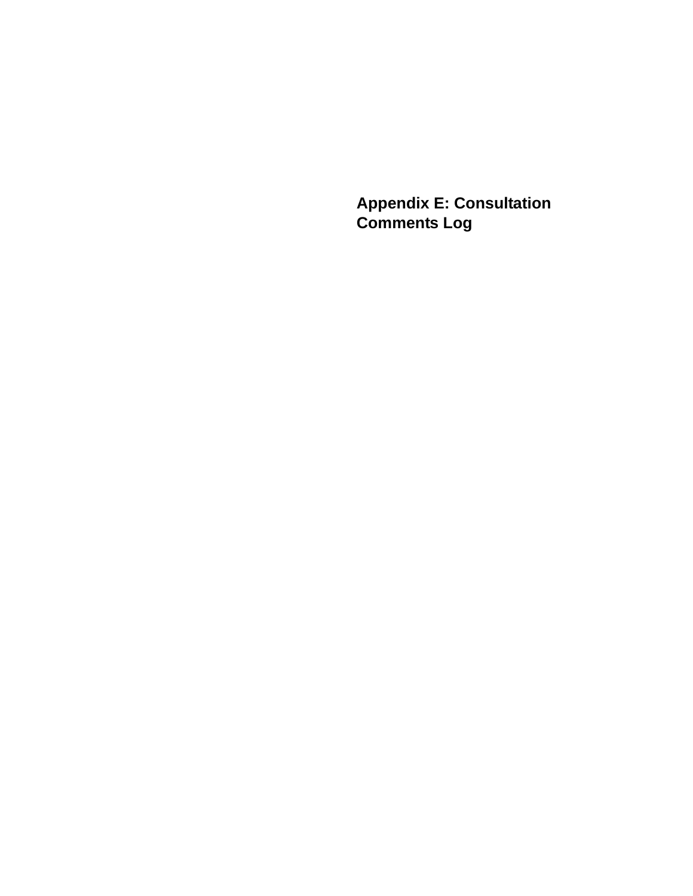# Appendix E: Consultation Comments Log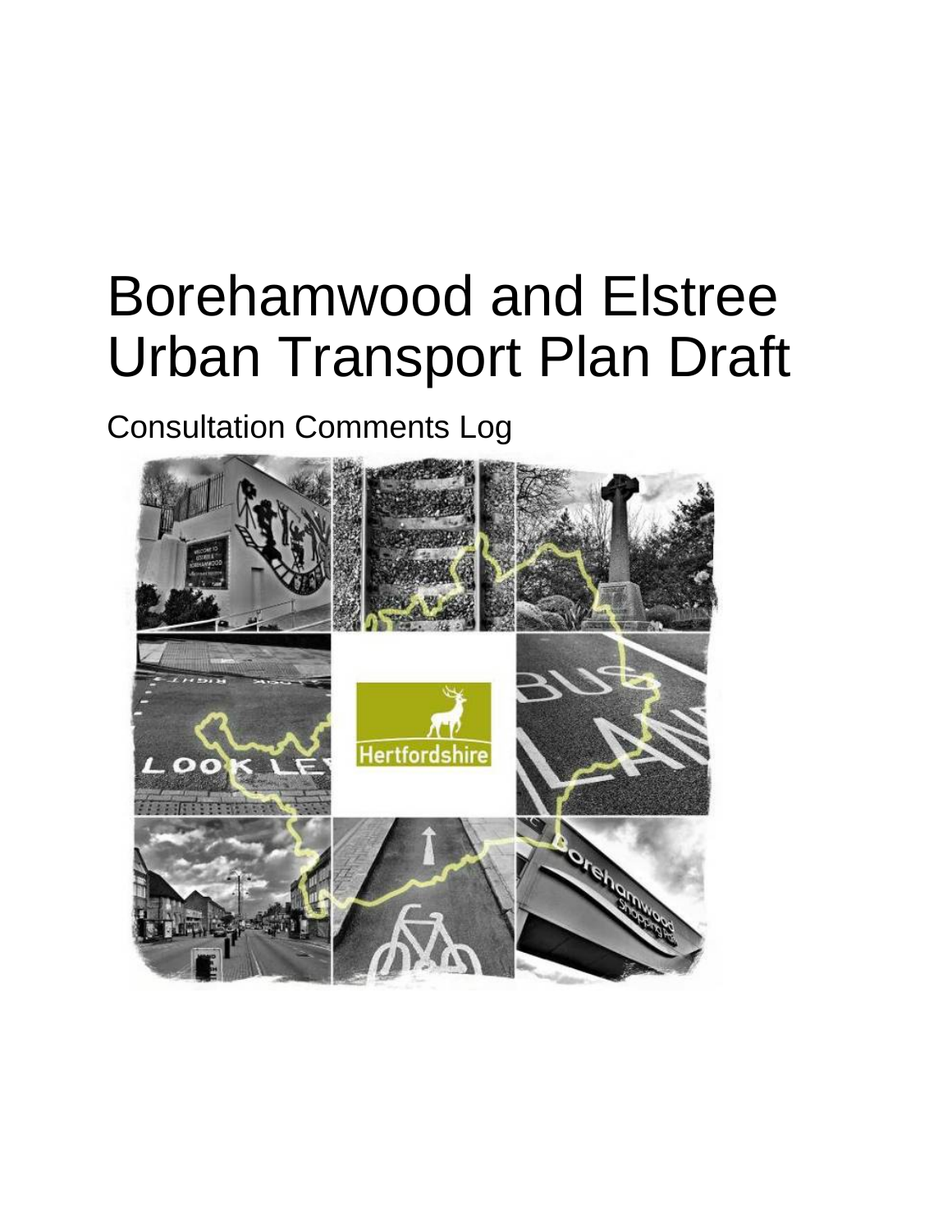# Borehamwood and Elstree Urban Transport Plan Draft

## Consultation Comments Log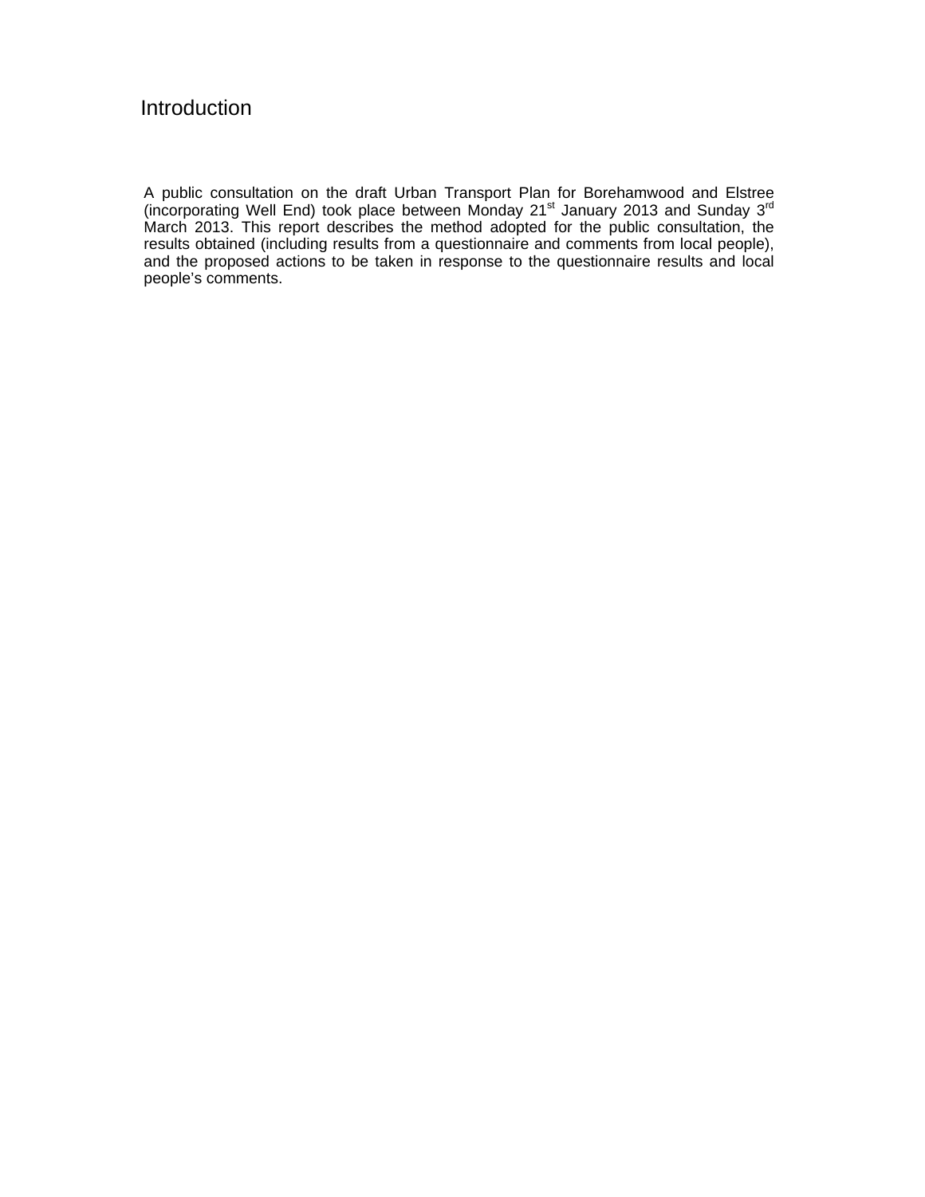# Introduction

A public consultation on the draft Urban Transport Plan for Borehamwood and Elstree (incorporating Well End) took place between Monday 21st January 2013 and Sunday 3rd March 2013. This report describes the method adopted for the public consultation, the results obtained (including results from a questionnaire and comments from local people), and the proposed actions to be taken in response to the questionnaire results and local people's comments.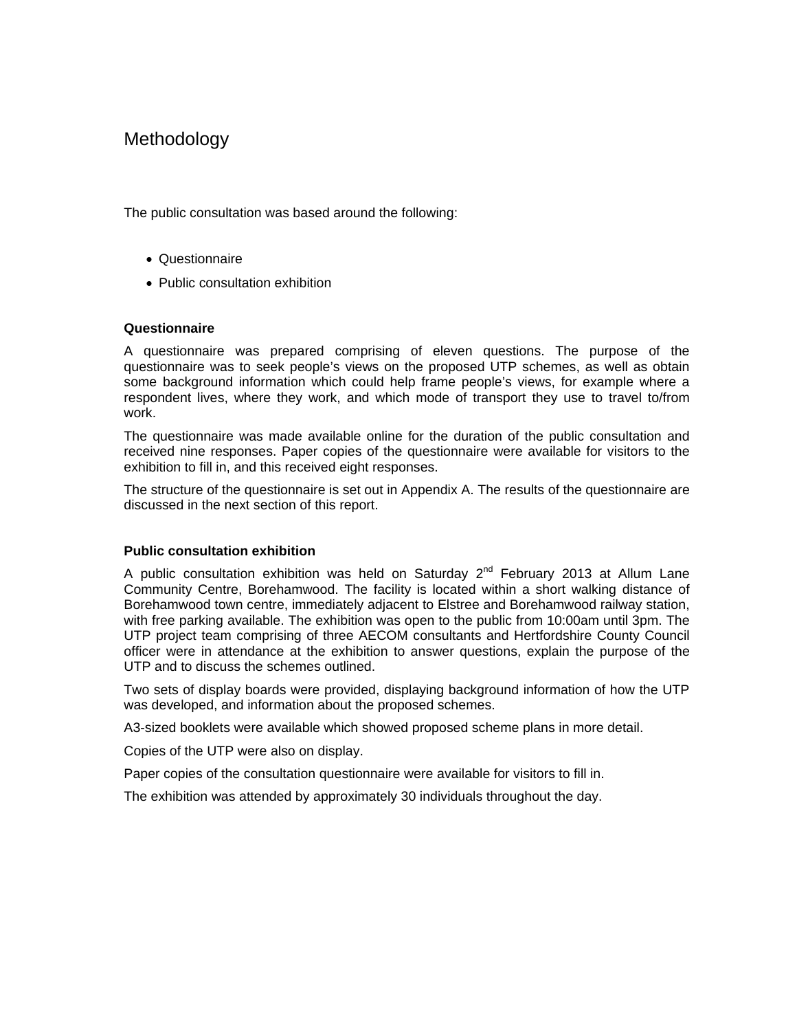# Methodology

The public consultation was based around the following:

- Questionnaire
- Public consultation exhibition

### Questionnaire

A questionnaire was prepared comprising of eleven questions. The purpose of the questionnaire was to seek people's views on the proposed UTP schemes, as well as obtain some background information which could help frame people's views, for example where a respondent lives, where they work, and which mode of transport they use to travel to/from work.

The questionnaire was made available online for the duration of the public consultation and received nine responses. Paper copies of the questionnaire were available for visitors to the exhibition to fill in, and this received eight responses.

The structure of the questionnaire is set out in Appendix A. The results of the questionnaire are discussed in the next section of this report.

### Public consultation exhibition

A public consultation exhibition was held on Saturday 2nd February 2013 at Allum Lane Community Centre, Borehamwood. The facility is located within a short walking distance of Borehamwood town centre, immediately adjacent to Elstree and Borehamwood railway station, with free parking available. The exhibition was open to the public from 10:00am until 3pm. The UTP project team comprising of three AECOM consultants and Hertfordshire County Council officer were in attendance at the exhibition to answer questions, explain the purpose of the UTP and to discuss the schemes outlined.

Two sets of display boards were provided, displaying background information of how the UTP was developed, and information about the proposed schemes.

A3-sized booklets were available which showed proposed scheme plans in more detail.

Copies of the UTP were also on display.

Paper copies of the consultation questionnaire were available for visitors to fill in.

The exhibition was attended by approximately 30 individuals throughout the day.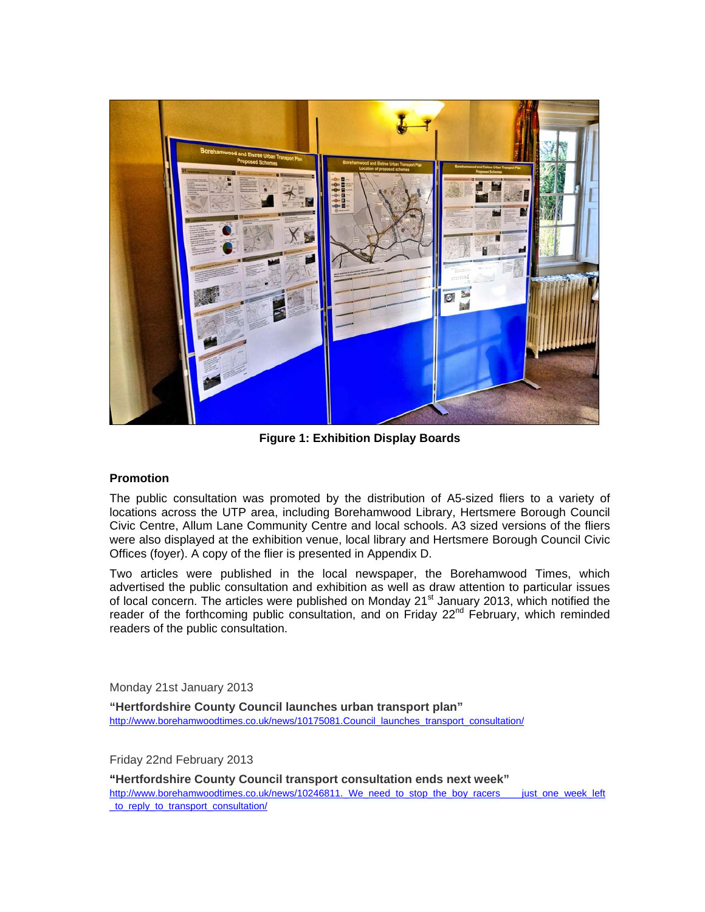**Figure 1: Exhibition Display Boards**

**Promotion**

The public consultation was promoted by the distribution of A5-sized fliers to a variety of locations across the UTP area, including Borehamwood Library, Hertsmere Borough Council Civic Centre, Allum Lane Community Centre and local schools. A3 sized versions of the fliers were also displayed at the exhibition venue, local library and Hertsmere Borough Council Civic Offices (foyer). A copy of the flier is presented in Appendix D.

Two articles were published in the local newspaper, the Borehamwood Times, which advertised the public consultation and exhibition as well as draw attention to particular issues of local concern. The articles were published on Monday 21st January 2013, which notified the reader of the forthcoming public consultation, and on Friday 22nd February, which reminded readers of the public consultation.

Monday 21st January 2013

**"Hertfordshire County Council launches urban transport plan"**
http://www.borehamwoodtimes.co.uk/news/10175081.Council_launches_transport_consultation/

Friday 22nd February 2013

**"Hertfordshire County Council transport consultation ends next week"**
http://www.borehamwoodtimes.co.uk/news/10246811._We_need_to_stop_the_boy_racers___just_one_week_left_to_reply_to_transport_consultation/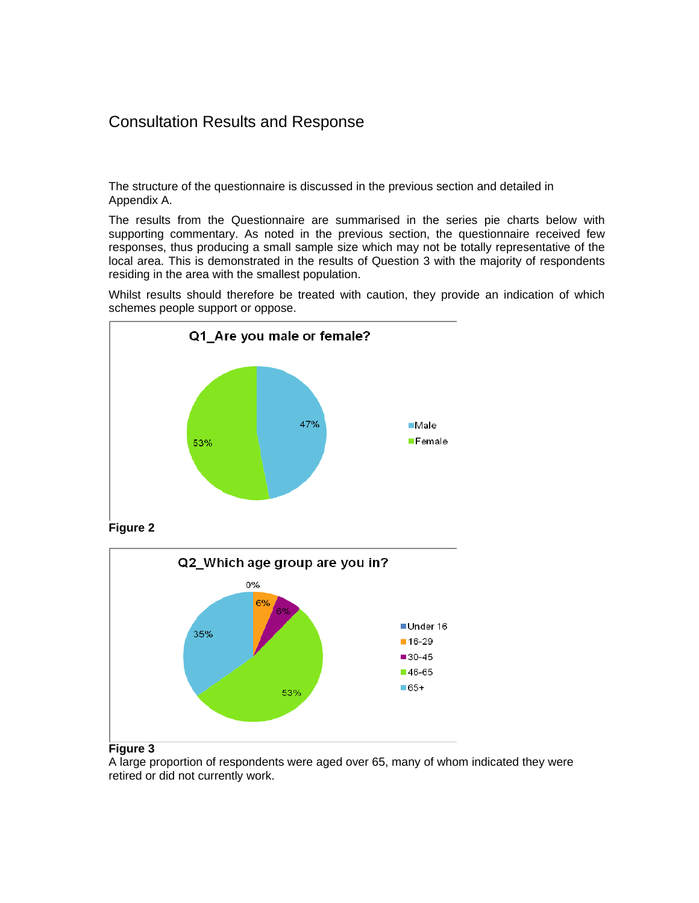## Consultation Results and Response

The structure of the questionnaire is discussed in the previous section and detailed in Appendix A.

The results from the Questionnaire are summarised in the series pie charts below with supporting commentary. As noted in the previous section, the questionnaire received few responses, thus producing a small sample size which may not be totally representative of the local area. This is demonstrated in the results of Question 3 with the majority of respondents residing in the area with the smallest population.

Whilst results should therefore be treated with caution, they provide an indication of which schemes people support or oppose.

**Q1_Are you male or female?**

| Response | % |
|---|---|
| Male | 47% |
| Female | 53% |

**Figure 2**

**Q2_Which age group are you in?**

| Age group | % |
|---|---|
| Under 16 | 0% |
| 16-29 | 6% |
| 30-45 | 6% |
| 46-65 | 53% |
| 65+ | 35% |

**Figure 3**

A large proportion of respondents were aged over 65, many of whom indicated they were retired or did not currently work.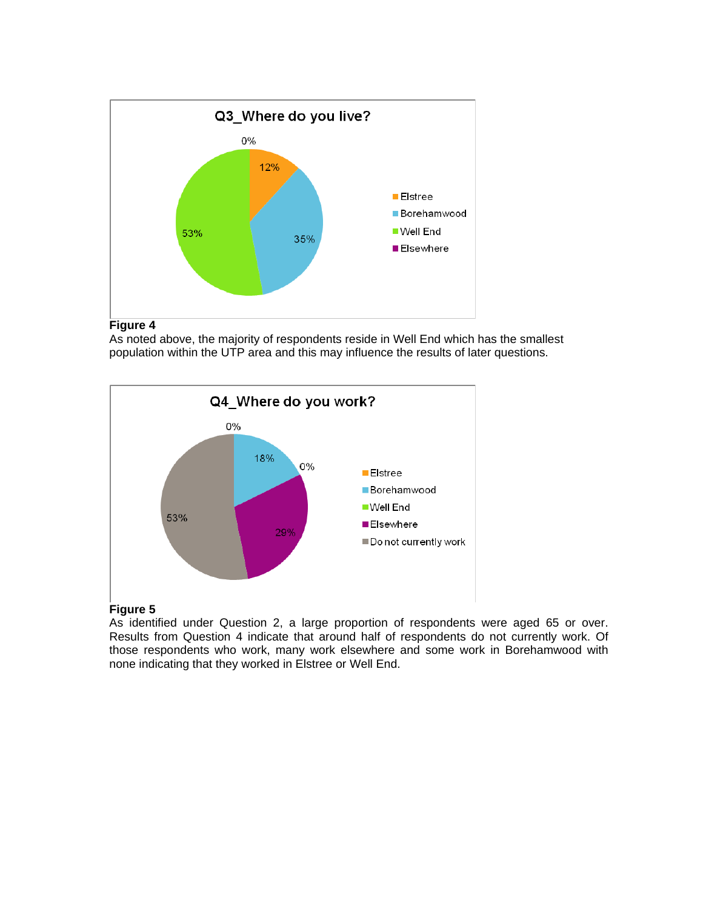**Q3_Where do you live?**

| Location | Percentage |
|---|---|
| Elstree | 12% |
| Borehamwood | 35% |
| Well End | 53% |
| Elsewhere | 0% |

**Figure 4**

As noted above, the majority of respondents reside in Well End which has the smallest population within the UTP area and this may influence the results of later questions.

**Q4_Where do you work?**

| Location | Percentage |
|---|---|
| Elstree | 0% |
| Borehamwood | 18% |
| Well End | 0% |
| Elsewhere | 29% |
| Do not currently work | 53% |

**Figure 5**

As identified under Question 2, a large proportion of respondents were aged 65 or over. Results from Question 4 indicate that around half of respondents do not currently work. Of those respondents who work, many work elsewhere and some work in Borehamwood with none indicating that they worked in Elstree or Well End.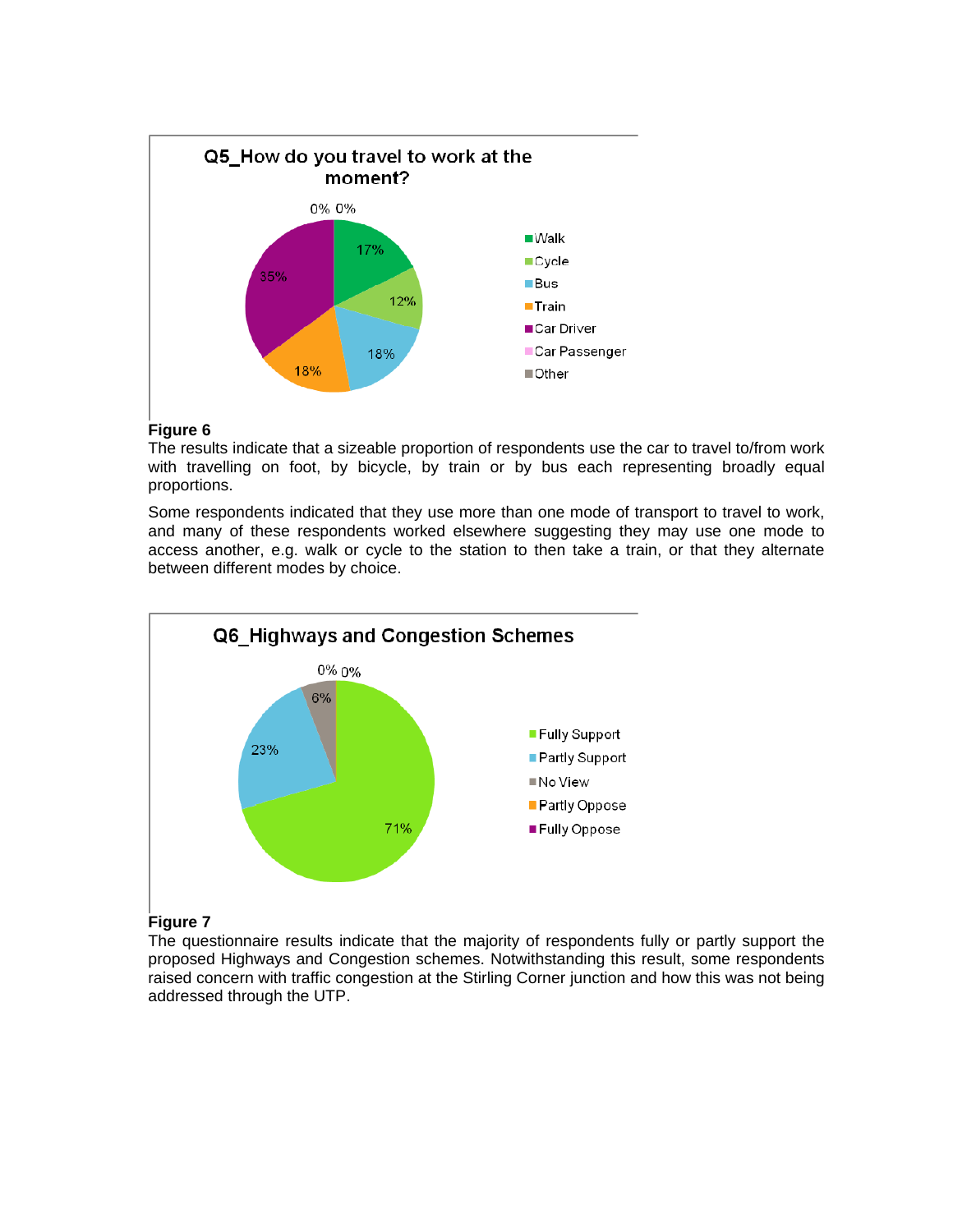**Q5_How do you travel to work at the moment?**

| Mode | Percentage |
|---|---|
| Walk | 17% |
| Cycle | 12% |
| Bus | 18% |
| Train | 18% |
| Car Driver | 35% |
| Car Passenger | 0% |
| Other | 0% |

**Figure 6**

The results indicate that a sizeable proportion of respondents use the car to travel to/from work with travelling on foot, by bicycle, by train or by bus each representing broadly equal proportions.

Some respondents indicated that they use more than one mode of transport to travel to work, and many of these respondents worked elsewhere suggesting they may use one mode to access another, e.g. walk or cycle to the station to then take a train, or that they alternate between different modes by choice.

**Q6_Highways and Congestion Schemes**

| Response | Percentage |
|---|---|
| Fully Support | 71% |
| Partly Support | 23% |
| No View | 6% |
| Partly Oppose | 0% |
| Fully Oppose | 0% |

**Figure 7**

The questionnaire results indicate that the majority of respondents fully or partly support the proposed Highways and Congestion schemes. Notwithstanding this result, some respondents raised concern with traffic congestion at the Stirling Corner junction and how this was not being addressed through the UTP.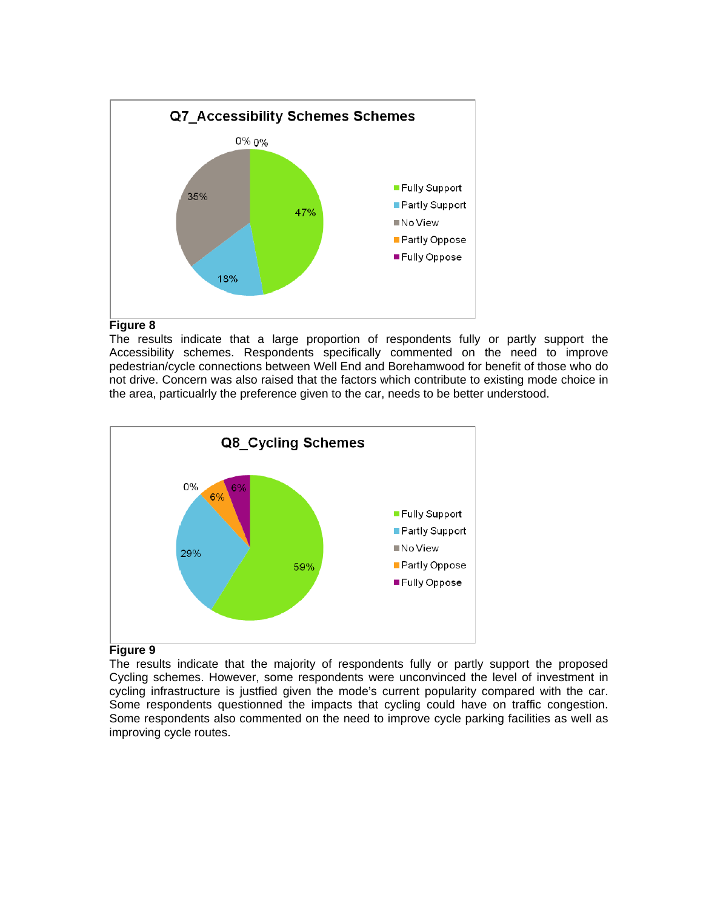**Q7_Accessibility Schemes Schemes**

- Fully Support: 47%
- Partly Support: 18%
- No View: 35%
- Partly Oppose: 0%
- Fully Oppose: 0%

**Figure 8**

The results indicate that a large proportion of respondents fully or partly support the Accessibility schemes. Respondents specifically commented on the need to improve pedestrian/cycle connections between Well End and Borehamwood for benefit of those who do not drive. Concern was also raised that the factors which contribute to existing mode choice in the area, particaulrly the preference given to the car, needs to be better understood.

**Q8_Cycling Schemes**

- Fully Support: 59%
- Partly Support: 29%
- No View: 0%
- Partly Oppose: 6%
- Fully Oppose: 6%

**Figure 9**

The results indicate that the majority of respondents fully or partly support the proposed Cycling schemes. However, some respondents were unconvinced the level of investment in cycling infrastructure is justfied given the mode's current popularity compared with the car. Some respondents questionned the impacts that cycling could have on traffic congestion. Some respondents also commented on the need to improve cycle parking facilities as well as improving cycle routes.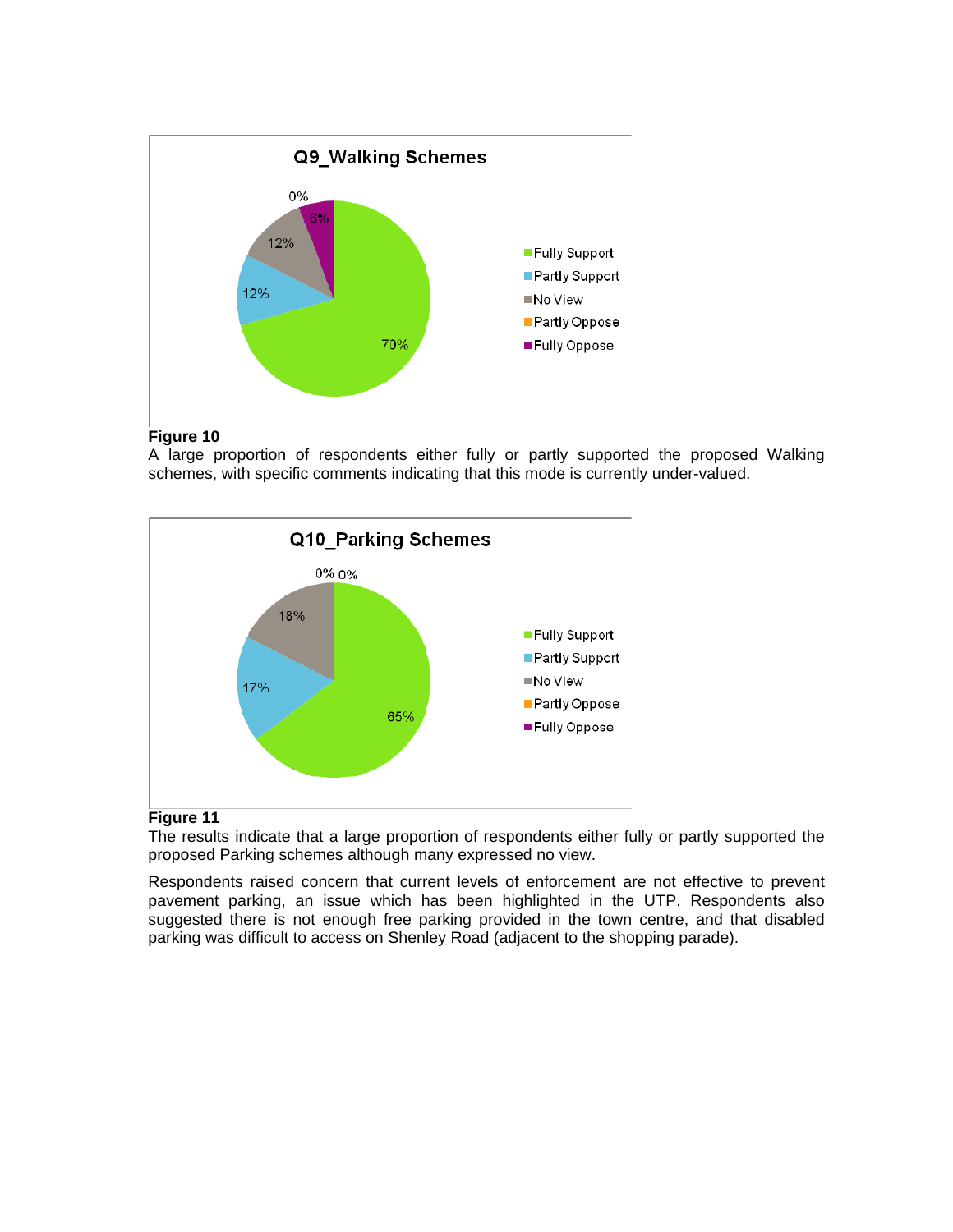**Figure 10**

A large proportion of respondents either fully or partly supported the proposed Walking schemes, with specific comments indicating that this mode is currently under-valued.

**Figure 11**

The results indicate that a large proportion of respondents either fully or partly supported the proposed Parking schemes although many expressed no view.

Respondents raised concern that current levels of enforcement are not effective to prevent pavement parking, an issue which has been highlighted in the UTP. Respondents also suggested there is not enough free parking provided in the town centre, and that disabled parking was difficult to access on Shenley Road (adjacent to the shopping parade).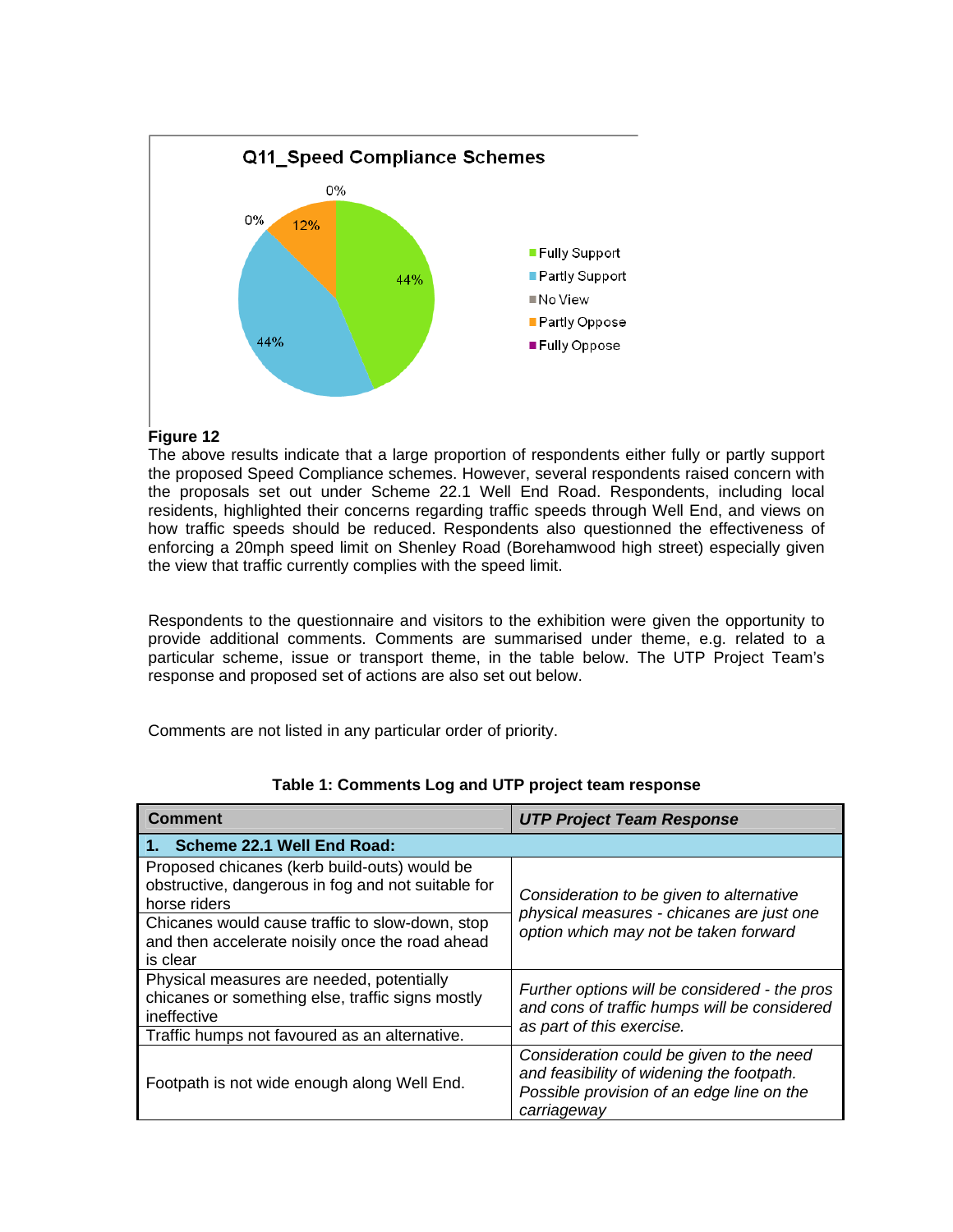Q11_Speed Compliance Schemes

- Fully Support: 44%
- Partly Support: 44%
- No View: 0%
- Partly Oppose: 12%
- Fully Oppose: 0%

**Figure 12**

The above results indicate that a large proportion of respondents either fully or partly support the proposed Speed Compliance schemes. However, several respondents raised concern with the proposals set out under Scheme 22.1 Well End Road. Respondents, including local residents, highlighted their concerns regarding traffic speeds through Well End, and views on how traffic speeds should be reduced. Respondents also questionned the effectiveness of enforcing a 20mph speed limit on Shenley Road (Borehamwood high street) especially given the view that traffic currently complies with the speed limit.

Respondents to the questionnaire and visitors to the exhibition were given the opportunity to provide additional comments. Comments are summarised under theme, e.g. related to a particular scheme, issue or transport theme, in the table below. The UTP Project Team's response and proposed set of actions are also set out below.

Comments are not listed in any particular order of priority.

**Table 1: Comments Log and UTP project team response**

| Comment | *UTP Project Team Response* |
|---|---|
| **1. Scheme 22.1 Well End Road:** | |
| Proposed chicanes (kerb build-outs) would be obstructive, dangerous in fog and not suitable for horse riders | *Consideration to be given to alternative physical measures - chicanes are just one option which may not be taken forward* |
| Chicanes would cause traffic to slow-down, stop and then accelerate noisily once the road ahead is clear | |
| Physical measures are needed, potentially chicanes or something else, traffic signs mostly ineffective | *Further options will be considered - the pros and cons of traffic humps will be considered as part of this exercise.* |
| Traffic humps not favoured as an alternative. | |
| Footpath is not wide enough along Well End. | *Consideration could be given to the need and feasibility of widening the footpath. Possible provision of an edge line on the carriageway* |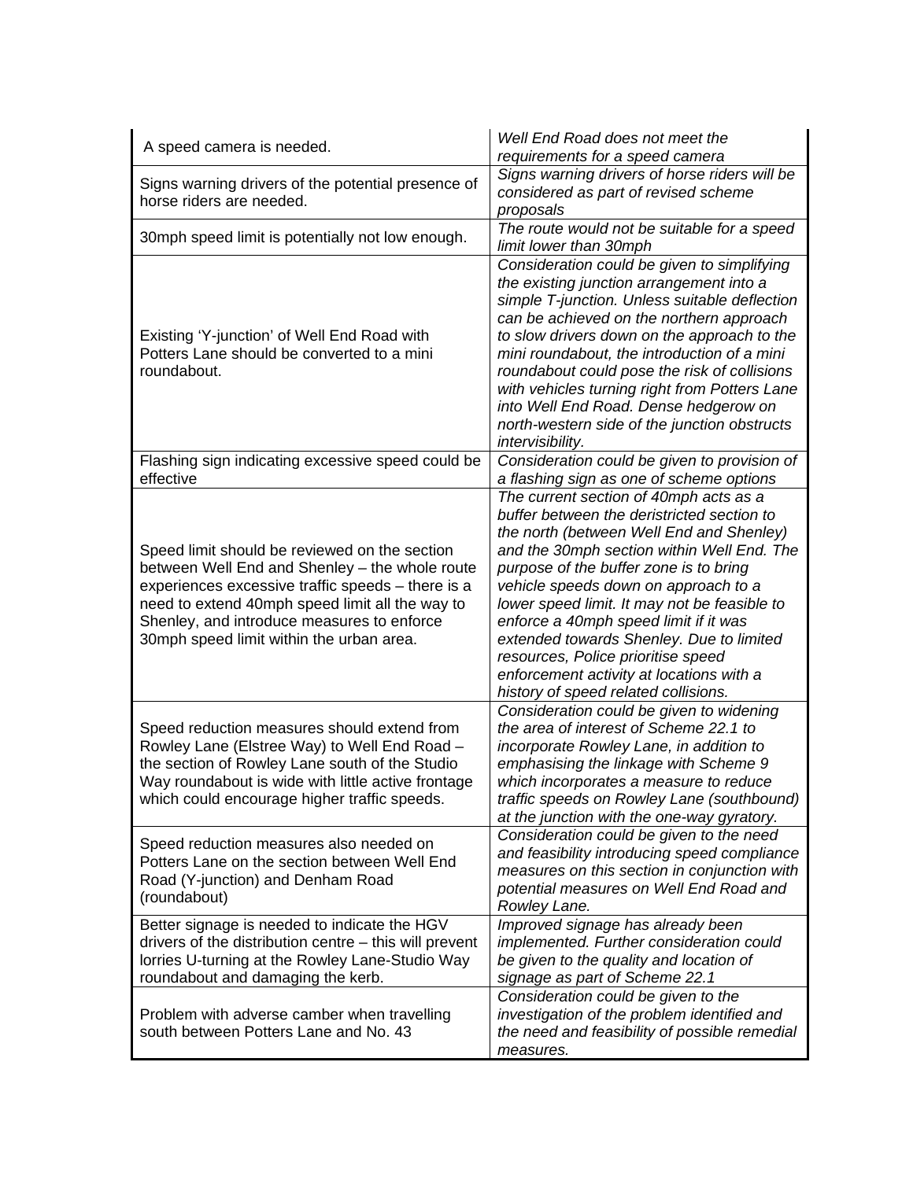| | |
|---|---|
| A speed camera is needed. | *Well End Road does not meet the requirements for a speed camera* |
| Signs warning drivers of the potential presence of horse riders are needed. | *Signs warning drivers of horse riders will be considered as part of revised scheme proposals* |
| 30mph speed limit is potentially not low enough. | *The route would not be suitable for a speed limit lower than 30mph* |
| Existing 'Y-junction' of Well End Road with Potters Lane should be converted to a mini roundabout. | *Consideration could be given to simplifying the existing junction arrangement into a simple T-junction. Unless suitable deflection can be achieved on the northern approach to slow drivers down on the approach to the mini roundabout, the introduction of a mini roundabout could pose the risk of collisions with vehicles turning right from Potters Lane into Well End Road. Dense hedgerow on north-western side of the junction obstructs intervisibility.* |
| Flashing sign indicating excessive speed could be effective | *Consideration could be given to provision of a flashing sign as one of scheme options* |
| Speed limit should be reviewed on the section between Well End and Shenley – the whole route experiences excessive traffic speeds – there is a need to extend 40mph speed limit all the way to Shenley, and introduce measures to enforce 30mph speed limit within the urban area. | *The current section of 40mph acts as a buffer between the deristricted section to the north (between Well End and Shenley) and the 30mph section within Well End. The purpose of the buffer zone is to bring vehicle speeds down on approach to a lower speed limit. It may not be feasible to enforce a 40mph speed limit if it was extended towards Shenley. Due to limited resources, Police prioritise speed enforcement activity at locations with a history of speed related collisions.* |
| Speed reduction measures should extend from Rowley Lane (Elstree Way) to Well End Road – the section of Rowley Lane south of the Studio Way roundabout is wide with little active frontage which could encourage higher traffic speeds. | *Consideration could be given to widening the area of interest of Scheme 22.1 to incorporate Rowley Lane, in addition to emphasising the linkage with Scheme 9 which incorporates a measure to reduce traffic speeds on Rowley Lane (southbound) at the junction with the one-way gyratory.* |
| Speed reduction measures also needed on Potters Lane on the section between Well End Road (Y-junction) and Denham Road (roundabout) | *Consideration could be given to the need and feasibility introducing speed compliance measures on this section in conjunction with potential measures on Well End Road and Rowley Lane.* |
| Better signage is needed to indicate the HGV drivers of the distribution centre – this will prevent lorries U-turning at the Rowley Lane-Studio Way roundabout and damaging the kerb. | *Improved signage has already been implemented. Further consideration could be given to the quality and location of signage as part of Scheme 22.1* |
| Problem with adverse camber when travelling south between Potters Lane and No. 43 | *Consideration could be given to the investigation of the problem identified and the need and feasibility of possible remedial measures.* |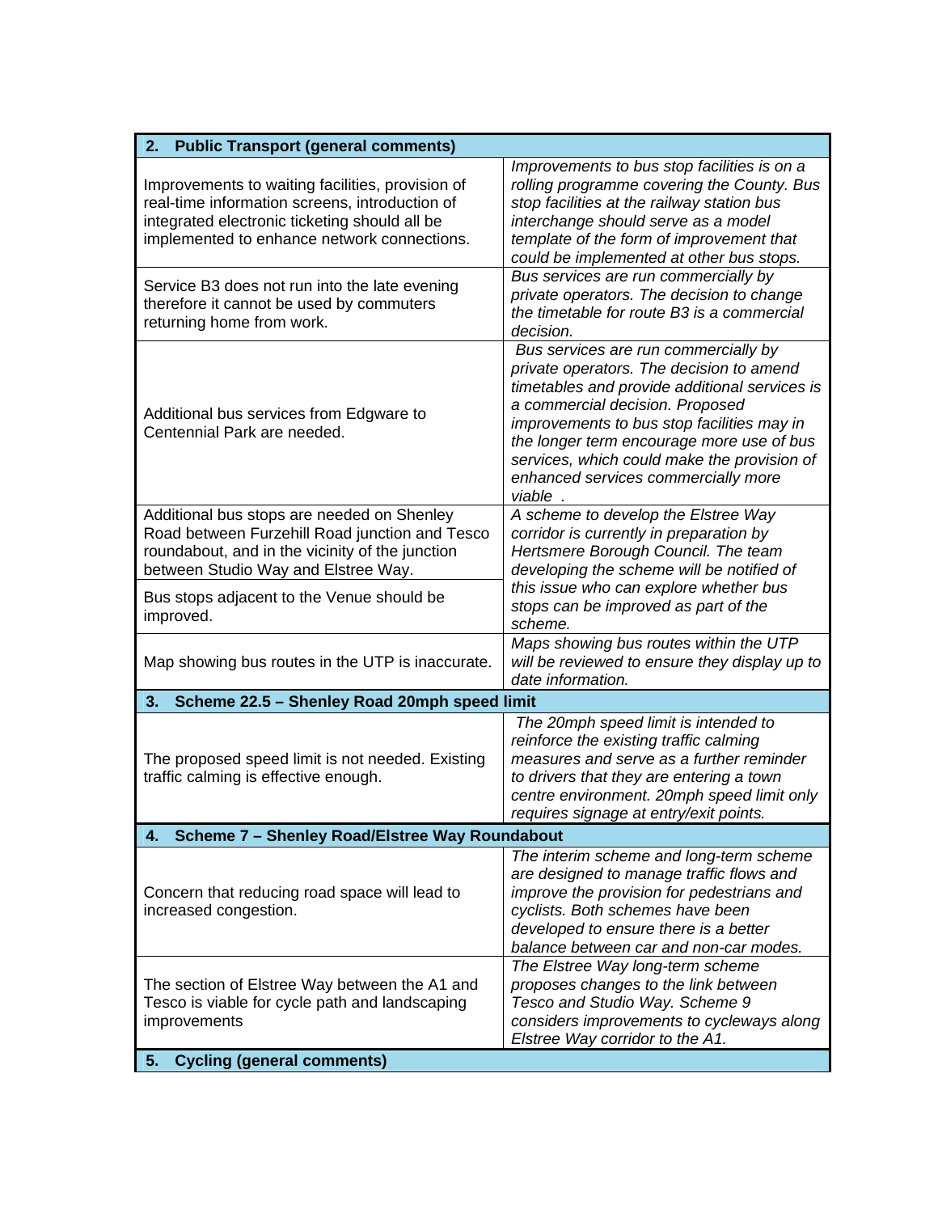| 2. Public Transport (general comments) | |
|---|---|
| Improvements to waiting facilities, provision of real-time information screens, introduction of integrated electronic ticketing should all be implemented to enhance network connections. | *Improvements to bus stop facilities is on a rolling programme covering the County. Bus stop facilities at the railway station bus interchange should serve as a model template of the form of improvement that could be implemented at other bus stops.* |
| Service B3 does not run into the late evening therefore it cannot be used by commuters returning home from work. | *Bus services are run commercially by private operators. The decision to change the timetable for route B3 is a commercial decision.* |
| Additional bus services from Edgware to Centennial Park are needed. | *Bus services are run commercially by private operators. The decision to amend timetables and provide additional services is a commercial decision. Proposed improvements to bus stop facilities may in the longer term encourage more use of bus services, which could make the provision of enhanced services commercially more viable .* |
| Additional bus stops are needed on Shenley Road between Furzehill Road junction and Tesco roundabout, and in the vicinity of the junction between Studio Way and Elstree Way. | *A scheme to develop the Elstree Way corridor is currently in preparation by Hertsmere Borough Council. The team developing the scheme will be notified of this issue who can explore whether bus stops can be improved as part of the scheme.* |
| Bus stops adjacent to the Venue should be improved. | |
| Map showing bus routes in the UTP is inaccurate. | *Maps showing bus routes within the UTP will be reviewed to ensure they display up to date information.* |
| **3. Scheme 22.5 – Shenley Road 20mph speed limit** | |
| The proposed speed limit is not needed. Existing traffic calming is effective enough. | *The 20mph speed limit is intended to reinforce the existing traffic calming measures and serve as a further reminder to drivers that they are entering a town centre environment. 20mph speed limit only requires signage at entry/exit points.* |
| **4. Scheme 7 – Shenley Road/Elstree Way Roundabout** | |
| Concern that reducing road space will lead to increased congestion. | *The interim scheme and long-term scheme are designed to manage traffic flows and improve the provision for pedestrians and cyclists. Both schemes have been developed to ensure there is a better balance between car and non-car modes.* |
| The section of Elstree Way between the A1 and Tesco is viable for cycle path and landscaping improvements | *The Elstree Way long-term scheme proposes changes to the link between Tesco and Studio Way. Scheme 9 considers improvements to cycleways along Elstree Way corridor to the A1.* |
| **5. Cycling (general comments)** | |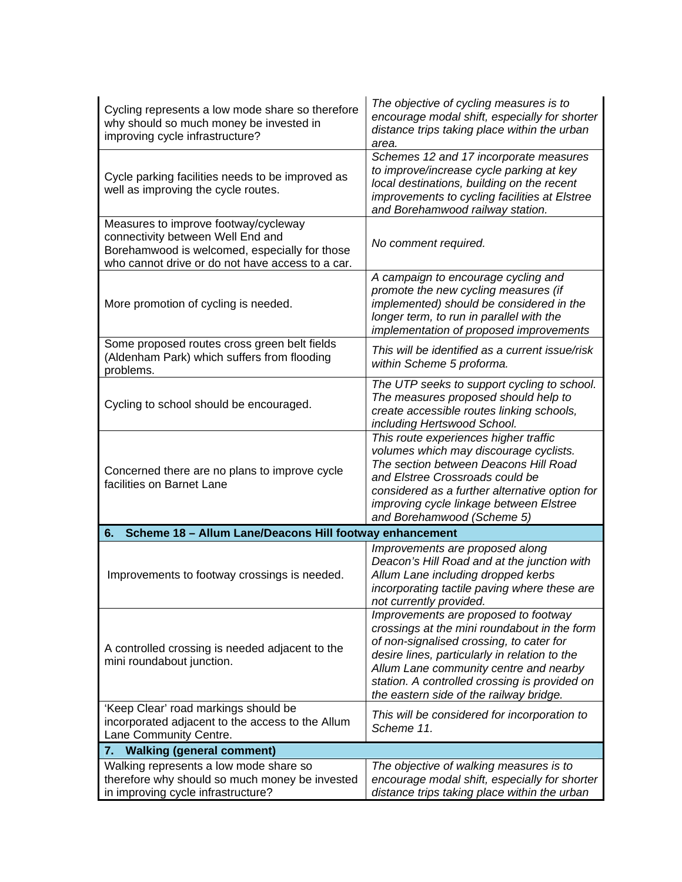| | |
|---|---|
| Cycling represents a low mode share so therefore why should so much money be invested in improving cycle infrastructure? | *The objective of cycling measures is to encourage modal shift, especially for shorter distance trips taking place within the urban area.* |
| Cycle parking facilities needs to be improved as well as improving the cycle routes. | *Schemes 12 and 17 incorporate measures to improve/increase cycle parking at key local destinations, building on the recent improvements to cycling facilities at Elstree and Borehamwood railway station.* |
| Measures to improve footway/cycleway connectivity between Well End and Borehamwood is welcomed, especially for those who cannot drive or do not have access to a car. | *No comment required.* |
| More promotion of cycling is needed. | *A campaign to encourage cycling and promote the new cycling measures (if implemented) should be considered in the longer term, to run in parallel with the implementation of proposed improvements* |
| Some proposed routes cross green belt fields (Aldenham Park) which suffers from flooding problems. | *This will be identified as a current issue/risk within Scheme 5 proforma.* |
| Cycling to school should be encouraged. | *The UTP seeks to support cycling to school. The measures proposed should help to create accessible routes linking schools, including Hertswood School.* |
| Concerned there are no plans to improve cycle facilities on Barnet Lane | *This route experiences higher traffic volumes which may discourage cyclists. The section between Deacons Hill Road and Elstree Crossroads could be considered as a further alternative option for improving cycle linkage between Elstree and Borehamwood (Scheme 5)* |
| **6. Scheme 18 – Allum Lane/Deacons Hill footway enhancement** | |
| Improvements to footway crossings is needed. | *Improvements are proposed along Deacon's Hill Road and at the junction with Allum Lane including dropped kerbs incorporating tactile paving where these are not currently provided.* |
| A controlled crossing is needed adjacent to the mini roundabout junction. | *Improvements are proposed to footway crossings at the mini roundabout in the form of non-signalised crossing, to cater for desire lines, particularly in relation to the Allum Lane community centre and nearby station. A controlled crossing is provided on the eastern side of the railway bridge.* |
| 'Keep Clear' road markings should be incorporated adjacent to the access to the Allum Lane Community Centre. | *This will be considered for incorporation to Scheme 11.* |
| **7. Walking (general comment)** | |
| Walking represents a low mode share so therefore why should so much money be invested in improving cycle infrastructure? | *The objective of walking measures is to encourage modal shift, especially for shorter distance trips taking place within the urban* |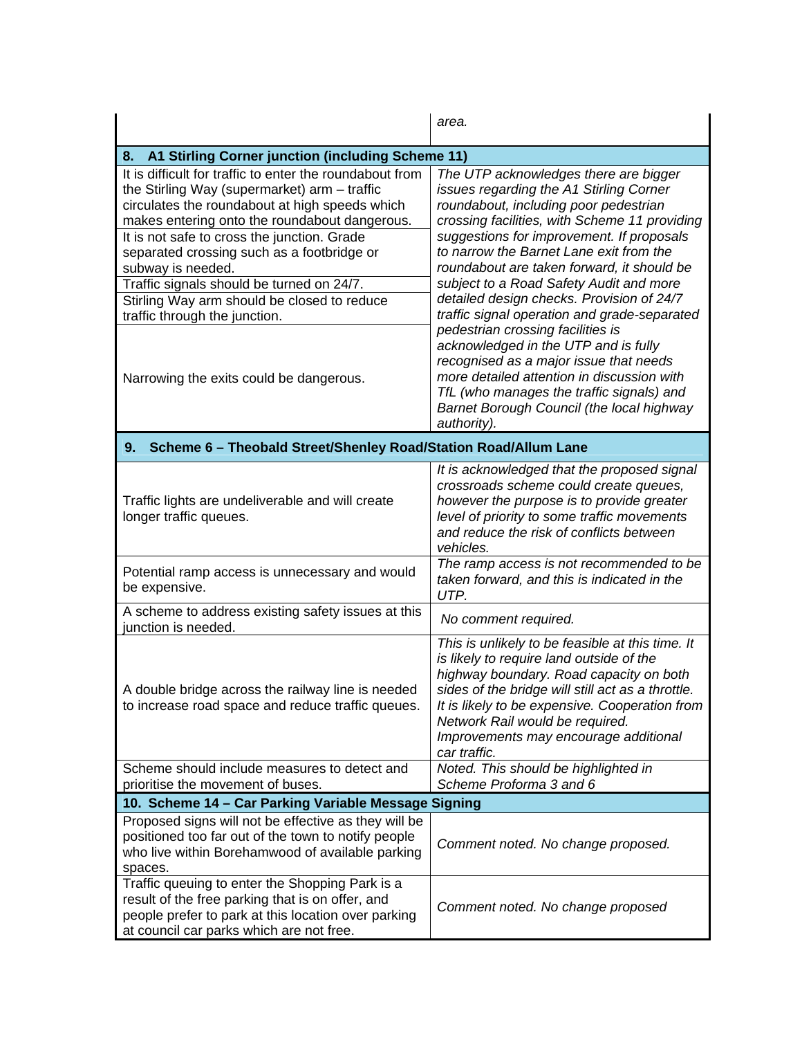| | |
|---|---|
| | *area.* |
| **8. A1 Stirling Corner junction (including Scheme 11)** | |
| It is difficult for traffic to enter the roundabout from the Stirling Way (supermarket) arm – traffic circulates the roundabout at high speeds which makes entering onto the roundabout dangerous. | *The UTP acknowledges there are bigger issues regarding the A1 Stirling Corner roundabout, including poor pedestrian crossing facilities, with Scheme 11 providing suggestions for improvement. If proposals to narrow the Barnet Lane exit from the roundabout are taken forward, it should be subject to a Road Safety Audit and more detailed design checks. Provision of 24/7 traffic signal operation and grade-separated pedestrian crossing facilities is acknowledged in the UTP and is fully recognised as a major issue that needs more detailed attention in discussion with TfL (who manages the traffic signals) and Barnet Borough Council (the local highway authority).* |
| It is not safe to cross the junction. Grade separated crossing such as a footbridge or subway is needed. | |
| Traffic signals should be turned on 24/7. | |
| Stirling Way arm should be closed to reduce traffic through the junction. | |
| Narrowing the exits could be dangerous. | |
| **9. Scheme 6 – Theobald Street/Shenley Road/Station Road/Allum Lane** | |
| Traffic lights are undeliverable and will create longer traffic queues. | *It is acknowledged that the proposed signal crossroads scheme could create queues, however the purpose is to provide greater level of priority to some traffic movements and reduce the risk of conflicts between vehicles.* |
| Potential ramp access is unnecessary and would be expensive. | *The ramp access is not recommended to be taken forward, and this is indicated in the UTP.* |
| A scheme to address existing safety issues at this junction is needed. | *No comment required.* |
| A double bridge across the railway line is needed to increase road space and reduce traffic queues. | *This is unlikely to be feasible at this time. It is likely to require land outside of the highway boundary. Road capacity on both sides of the bridge will still act as a throttle. It is likely to be expensive. Cooperation from Network Rail would be required. Improvements may encourage additional car traffic.* |
| Scheme should include measures to detect and prioritise the movement of buses. | *Noted. This should be highlighted in Scheme Proforma 3 and 6* |
| **10. Scheme 14 – Car Parking Variable Message Signing** | |
| Proposed signs will not be effective as they will be positioned too far out of the town to notify people who live within Borehamwood of available parking spaces. | *Comment noted. No change proposed.* |
| Traffic queuing to enter the Shopping Park is a result of the free parking that is on offer, and people prefer to park at this location over parking at council car parks which are not free. | *Comment noted. No change proposed* |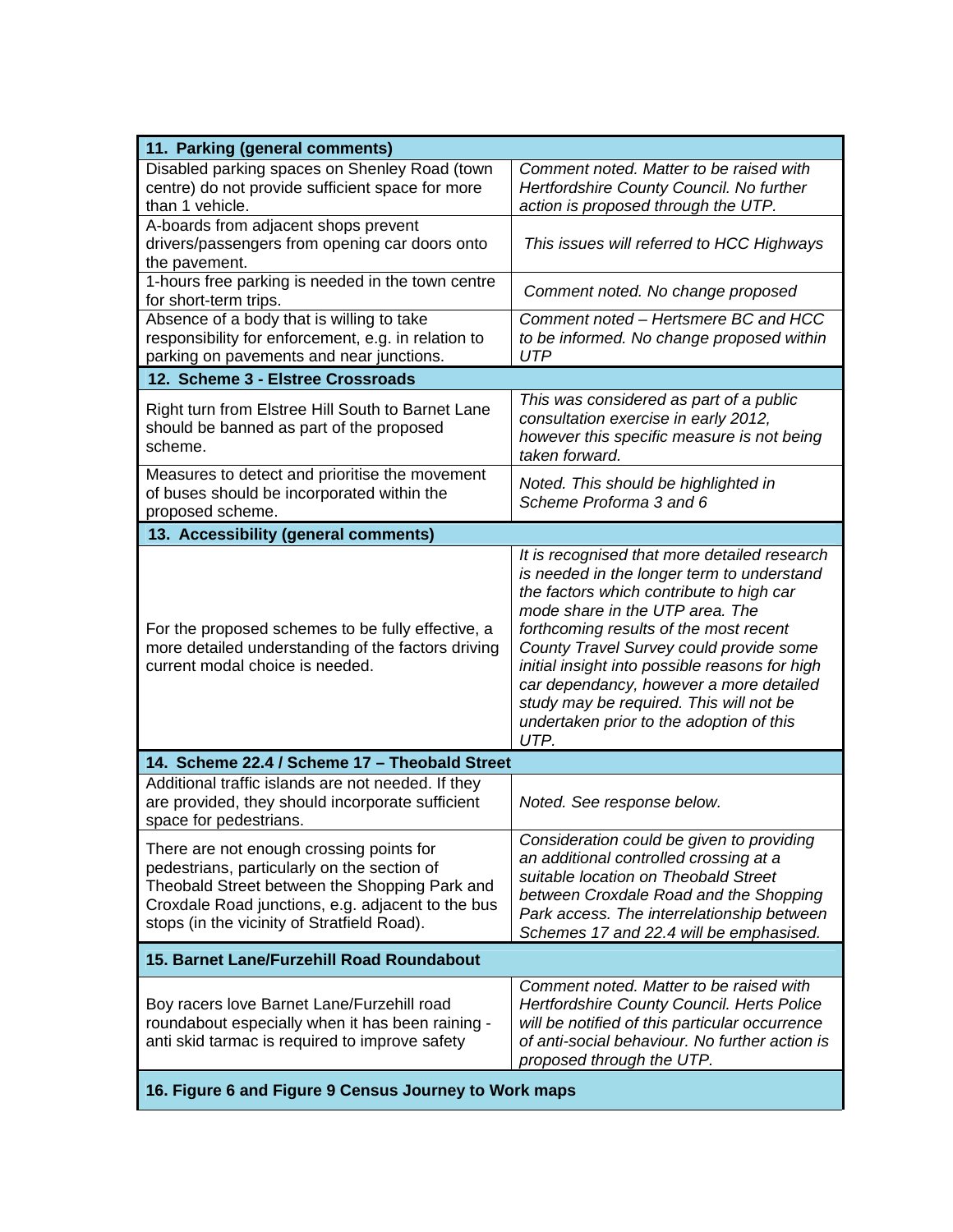| 11. Parking (general comments) | |
|---|---|
| Disabled parking spaces on Shenley Road (town centre) do not provide sufficient space for more than 1 vehicle. | *Comment noted. Matter to be raised with Hertfordshire County Council. No further action is proposed through the UTP.* |
| A-boards from adjacent shops prevent drivers/passengers from opening car doors onto the pavement. | *This issues will referred to HCC Highways* |
| 1-hours free parking is needed in the town centre for short-term trips. | *Comment noted. No change proposed* |
| Absence of a body that is willing to take responsibility for enforcement, e.g. in relation to parking on pavements and near junctions. | *Comment noted – Hertsmere BC and HCC to be informed. No change proposed within UTP* |
| **12. Scheme 3 - Elstree Crossroads** | |
| Right turn from Elstree Hill South to Barnet Lane should be banned as part of the proposed scheme. | *This was considered as part of a public consultation exercise in early 2012, however this specific measure is not being taken forward.* |
| Measures to detect and prioritise the movement of buses should be incorporated within the proposed scheme. | *Noted. This should be highlighted in Scheme Proforma 3 and 6* |
| **13. Accessibility (general comments)** | |
| For the proposed schemes to be fully effective, a more detailed understanding of the factors driving current modal choice is needed. | *It is recognised that more detailed research is needed in the longer term to understand the factors which contribute to high car mode share in the UTP area. The forthcoming results of the most recent County Travel Survey could provide some initial insight into possible reasons for high car dependancy, however a more detailed study may be required. This will not be undertaken prior to the adoption of this UTP.* |
| **14. Scheme 22.4 / Scheme 17 – Theobald Street** | |
| Additional traffic islands are not needed. If they are provided, they should incorporate sufficient space for pedestrians. | *Noted. See response below.* |
| There are not enough crossing points for pedestrians, particularly on the section of Theobald Street between the Shopping Park and Croxdale Road junctions, e.g. adjacent to the bus stops (in the vicinity of Stratfield Road). | *Consideration could be given to providing an additional controlled crossing at a suitable location on Theobald Street between Croxdale Road and the Shopping Park access. The interrelationship between Schemes 17 and 22.4 will be emphasised.* |
| **15. Barnet Lane/Furzehill Road Roundabout** | |
| Boy racers love Barnet Lane/Furzehill road roundabout especially when it has been raining - anti skid tarmac is required to improve safety | *Comment noted. Matter to be raised with Hertfordshire County Council. Herts Police will be notified of this particular occurrence of anti-social behaviour. No further action is proposed through the UTP.* |
| **16. Figure 6 and Figure 9 Census Journey to Work maps** | |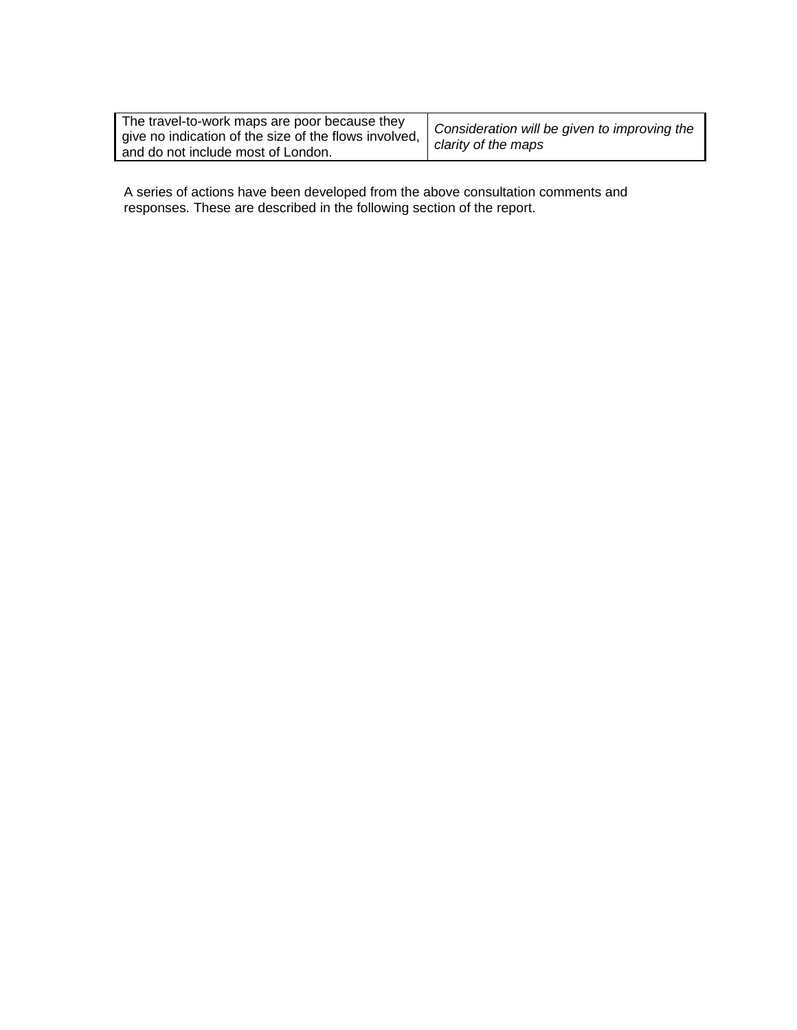| The travel-to-work maps are poor because they give no indication of the size of the flows involved, and do not include most of London. | *Consideration will be given to improving the clarity of the maps* |
|---|---|

A series of actions have been developed from the above consultation comments and responses. These are described in the following section of the report.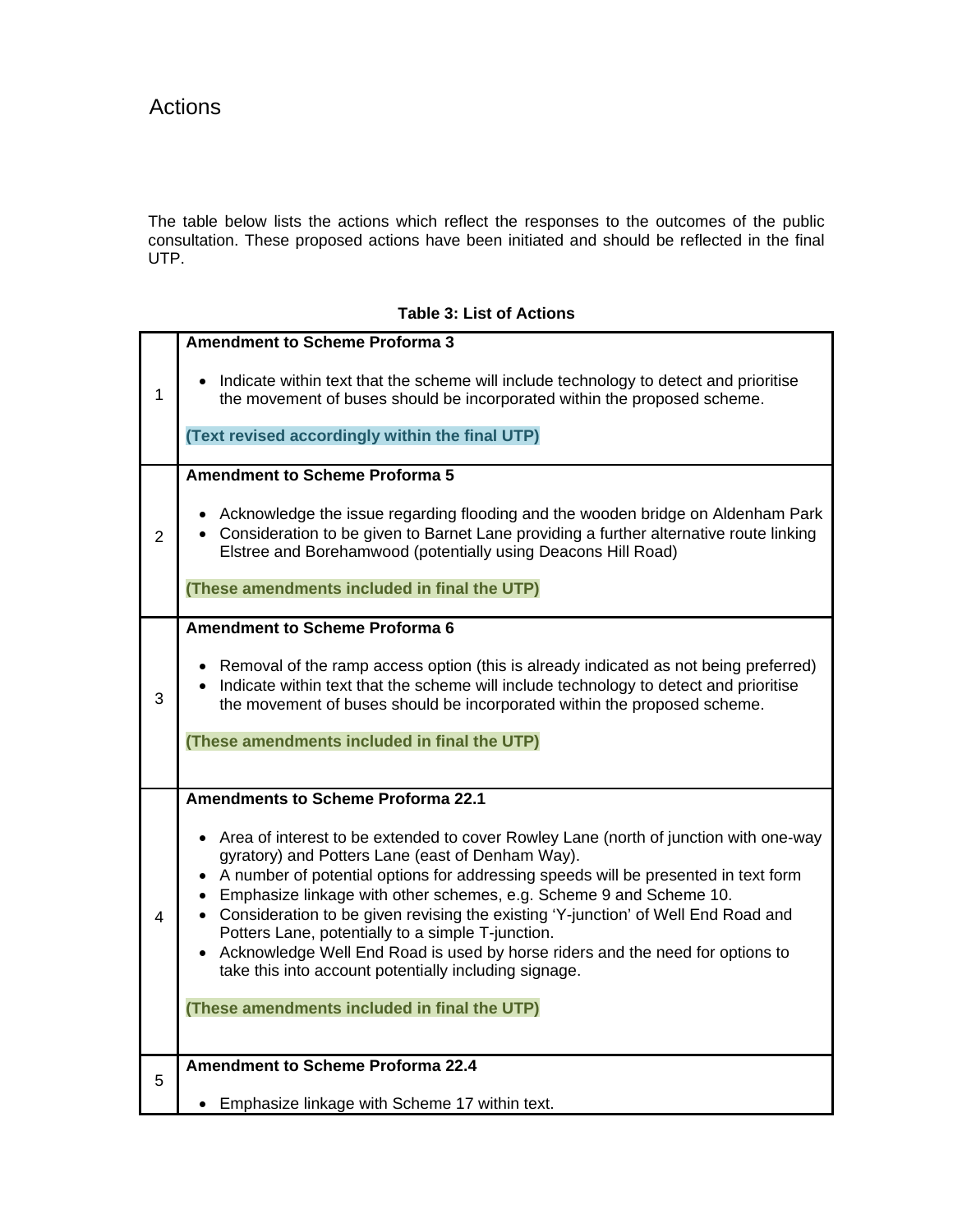# Actions

The table below lists the actions which reflect the responses to the outcomes of the public consultation. These proposed actions have been initiated and should be reflected in the final UTP.

**Table 3: List of Actions**

| | |
|---|---|
| 1 | **Amendment to Scheme Proforma 3**<br><br>• Indicate within text that the scheme will include technology to detect and prioritise the movement of buses should be incorporated within the proposed scheme.<br><br>**(Text revised accordingly within the final UTP)** |
| 2 | **Amendment to Scheme Proforma 5**<br><br>• Acknowledge the issue regarding flooding and the wooden bridge on Aldenham Park<br>• Consideration to be given to Barnet Lane providing a further alternative route linking Elstree and Borehamwood (potentially using Deacons Hill Road)<br><br>**(These amendments included in final the UTP)** |
| 3 | **Amendment to Scheme Proforma 6**<br><br>• Removal of the ramp access option (this is already indicated as not being preferred)<br>• Indicate within text that the scheme will include technology to detect and prioritise the movement of buses should be incorporated within the proposed scheme.<br><br>**(These amendments included in final the UTP)** |
| 4 | **Amendments to Scheme Proforma 22.1**<br><br>• Area of interest to be extended to cover Rowley Lane (north of junction with one-way gyratory) and Potters Lane (east of Denham Way).<br>• A number of potential options for addressing speeds will be presented in text form<br>• Emphasize linkage with other schemes, e.g. Scheme 9 and Scheme 10.<br>• Consideration to be given revising the existing 'Y-junction' of Well End Road and Potters Lane, potentially to a simple T-junction.<br>• Acknowledge Well End Road is used by horse riders and the need for options to take this into account potentially including signage.<br><br>**(These amendments included in final the UTP)** |
| 5 | **Amendment to Scheme Proforma 22.4**<br><br>• Emphasize linkage with Scheme 17 within text. |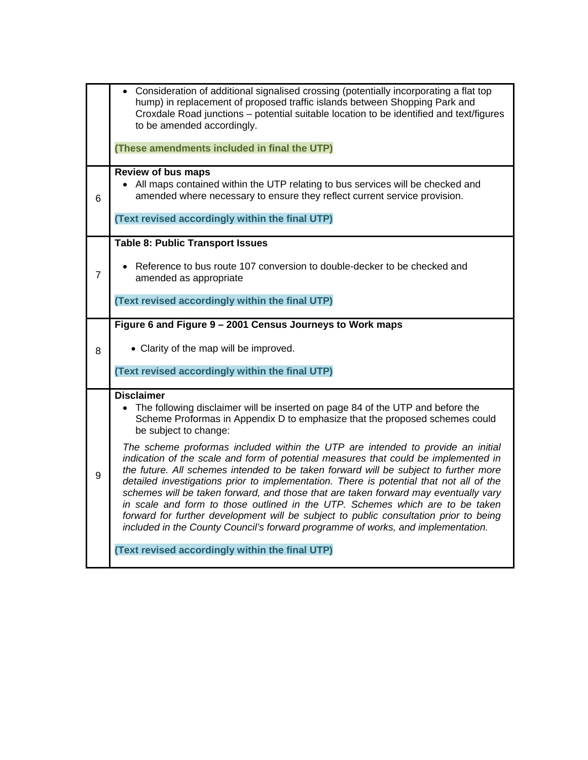| | |
|---|---|
| | • Consideration of additional signalised crossing (potentially incorporating a flat top hump) in replacement of proposed traffic islands between Shopping Park and Croxdale Road junctions – potential suitable location to be identified and text/figures to be amended accordingly.<br><br>**(These amendments included in final the UTP)** |
| 6 | **Review of bus maps**<br>• All maps contained within the UTP relating to bus services will be checked and amended where necessary to ensure they reflect current service provision.<br><br>**(Text revised accordingly within the final UTP)** |
| 7 | **Table 8: Public Transport Issues**<br><br>• Reference to bus route 107 conversion to double-decker to be checked and amended as appropriate<br><br>**(Text revised accordingly within the final UTP)** |
| 8 | **Figure 6 and Figure 9 – 2001 Census Journeys to Work maps**<br><br>• Clarity of the map will be improved.<br><br>**(Text revised accordingly within the final UTP)** |
| 9 | **Disclaimer**<br>• The following disclaimer will be inserted on page 84 of the UTP and before the Scheme Proformas in Appendix D to emphasize that the proposed schemes could be subject to change:<br><br>*The scheme proformas included within the UTP are intended to provide an initial indication of the scale and form of potential measures that could be implemented in the future. All schemes intended to be taken forward will be subject to further more detailed investigations prior to implementation. There is potential that not all of the schemes will be taken forward, and those that are taken forward may eventually vary in scale and form to those outlined in the UTP. Schemes which are to be taken forward for further development will be subject to public consultation prior to being included in the County Council's forward programme of works, and implementation.*<br><br>**(Text revised accordingly within the final UTP)** |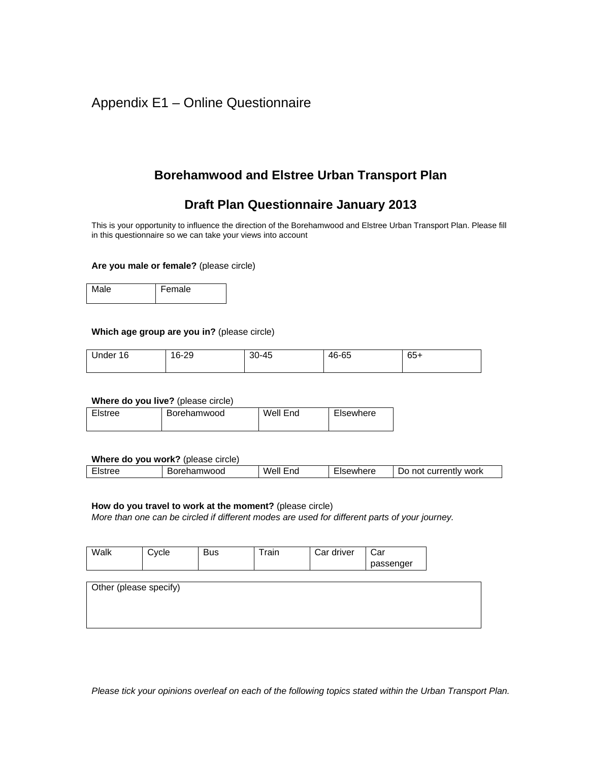# Appendix E1 – Online Questionnaire

## Borehamwood and Elstree Urban Transport Plan

## Draft Plan Questionnaire January 2013

This is your opportunity to influence the direction of the Borehamwood and Elstree Urban Transport Plan. Please fill in this questionnaire so we can take your views into account

**Are you male or female?** (please circle)

| Male | Female |
|---|---|

**Which age group are you in?** (please circle)

| Under 16 | 16-29 | 30-45 | 46-65 | 65+ |
|---|---|---|---|---|

**Where do you live?** (please circle)

| Elstree | Borehamwood | Well End | Elsewhere |
|---|---|---|---|

**Where do you work?** (please circle)

| Elstree | Borehamwood | Well End | Elsewhere | Do not currently work |
|---|---|---|---|---|

**How do you travel to work at the moment?** (please circle)
*More than one can be circled if different modes are used for different parts of your journey.*

| Walk | Cycle | Bus | Train | Car driver | Car passenger |
|---|---|---|---|---|---|

| Other (please specify) |
|---|
| |

*Please tick your opinions overleaf on each of the following topics stated within the Urban Transport Plan.*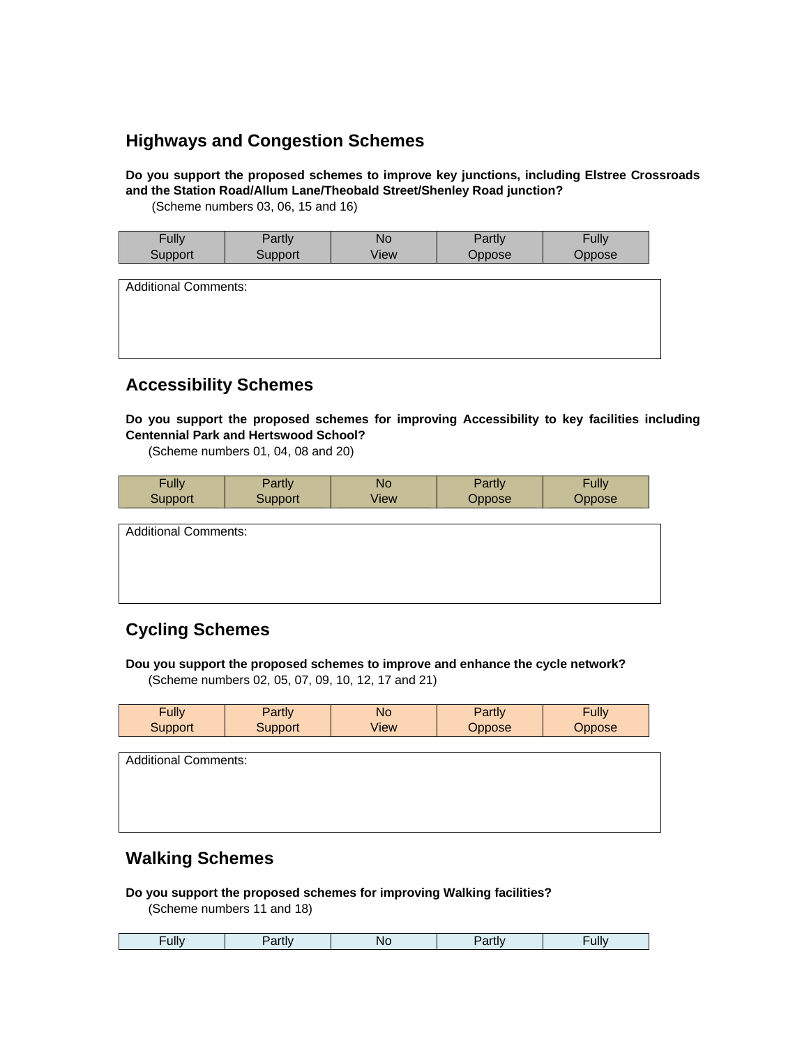## Highways and Congestion Schemes

**Do you support the proposed schemes to improve key junctions, including Elstree Crossroads and the Station Road/Allum Lane/Theobald Street/Shenley Road junction?**
(Scheme numbers 03, 06, 15 and 16)

| Fully Support | Partly Support | No View | Partly Oppose | Fully Oppose |
|---|---|---|---|---|

| Additional Comments: |
|---|
| |

## Accessibility Schemes

**Do you support the proposed schemes for improving Accessibility to key facilities including Centennial Park and Hertswood School?**
(Scheme numbers 01, 04, 08 and 20)

| Fully Support | Partly Support | No View | Partly Oppose | Fully Oppose |
|---|---|---|---|---|

| Additional Comments: |
|---|
| |

## Cycling Schemes

**Dou you support the proposed schemes to improve and enhance the cycle network?**
(Scheme numbers 02, 05, 07, 09, 10, 12, 17 and 21)

| Fully Support | Partly Support | No View | Partly Oppose | Fully Oppose |
|---|---|---|---|---|

| Additional Comments: |
|---|
| |

## Walking Schemes

**Do you support the proposed schemes for improving Walking facilities?**
(Scheme numbers 11 and 18)

| Fully | Partly | No | Partly | Fully |
|---|---|---|---|---|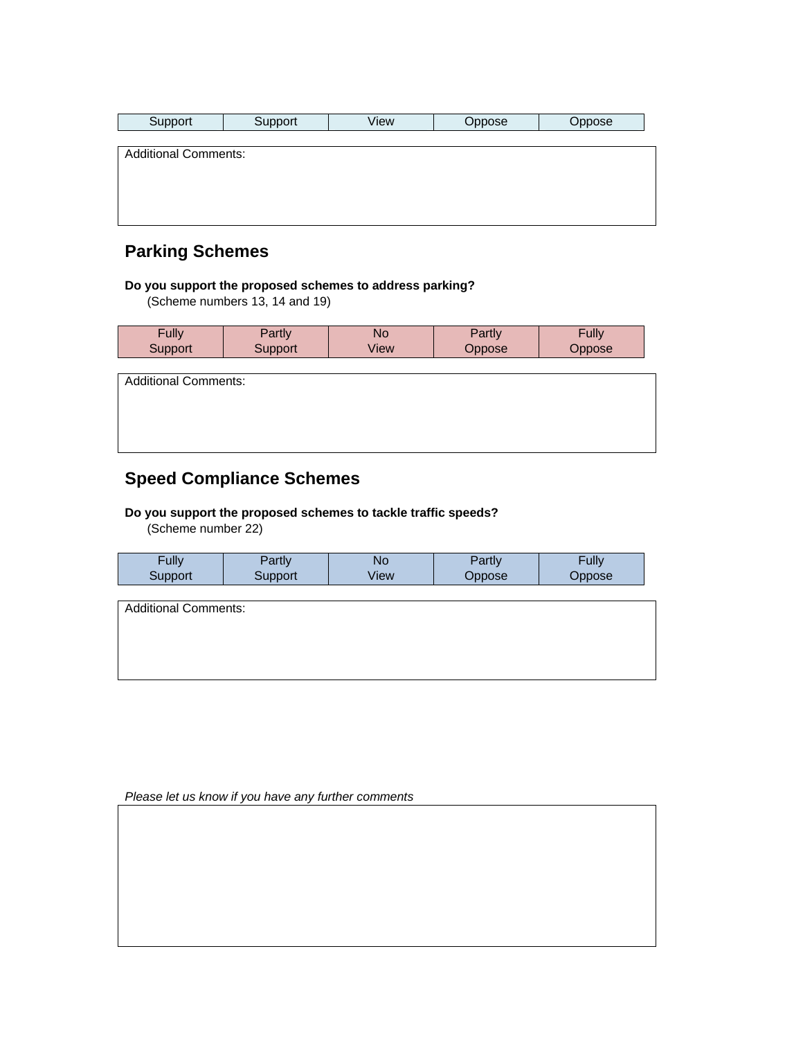| Support | Support | View | Oppose | Oppose |
|---|---|---|---|---|

Additional Comments:

## Parking Schemes

**Do you support the proposed schemes to address parking?**
(Scheme numbers 13, 14 and 19)

| Fully Support | Partly Support | No View | Partly Oppose | Fully Oppose |
|---|---|---|---|---|

Additional Comments:

## Speed Compliance Schemes

**Do you support the proposed schemes to tackle traffic speeds?**
(Scheme number 22)

| Fully Support | Partly Support | No View | Partly Oppose | Fully Oppose |
|---|---|---|---|---|

Additional Comments:

*Please let us know if you have any further comments*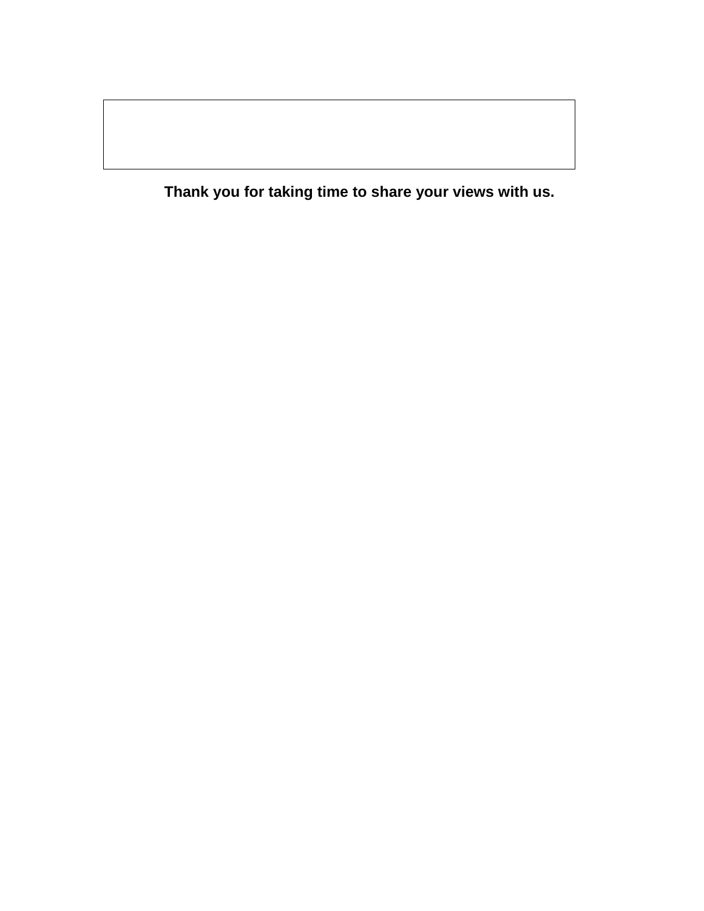**Thank you for taking time to share your views with us.**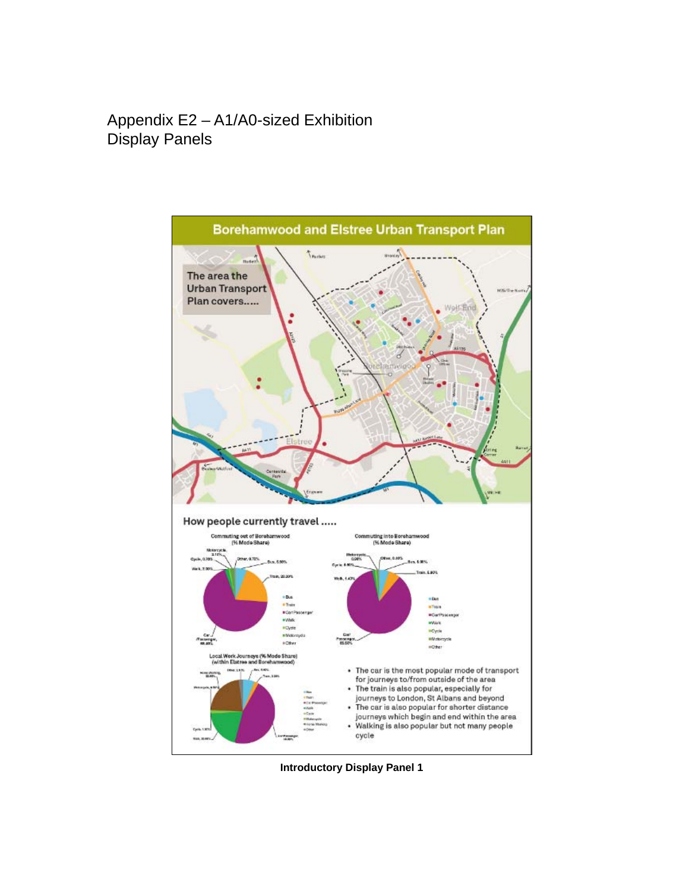# Appendix E2 – A1/A0-sized Exhibition Display Panels

## Borehamwood and Elstree Urban Transport Plan

The area the Urban Transport Plan covers.....

How people currently travel .....

Commuting out of Borehamwood (% Mode Share)

Commuting into Borehamwood (% Mode Share)

Local Work Journeys (% Mode Share) (within Elstree and Borehamwood)

- The car is the most popular mode of transport for journeys to/from outside of the area
- The train is also popular, especially for journeys to London, St Albans and beyond
- The car is also popular for shorter distance journeys which begin and end within the area
- Walking is also popular but not many people cycle

**Introductory Display Panel 1**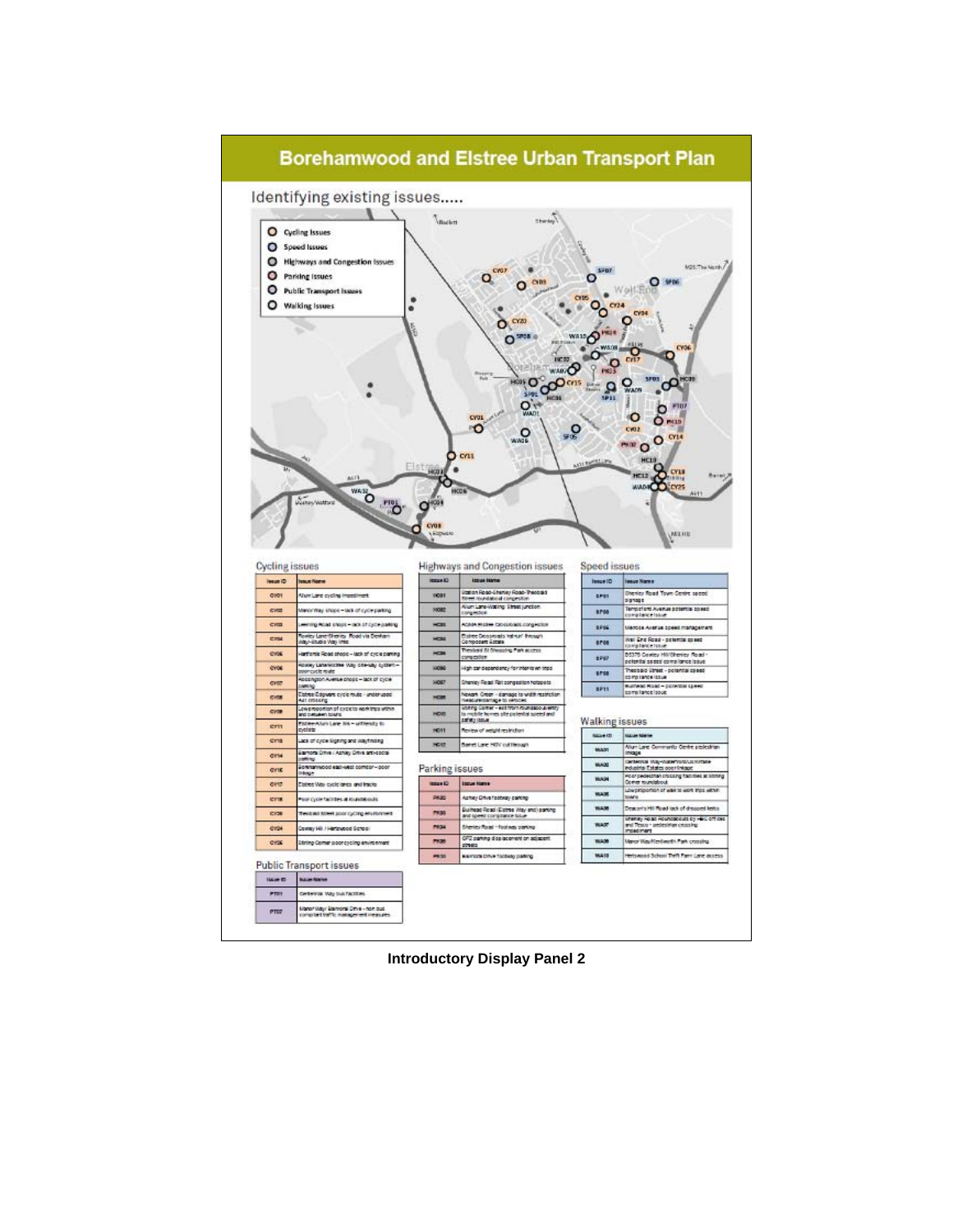# Borehamwood and Elstree Urban Transport Plan

## Identifying existing issues.....

- Cycling Issues
- Speed Issues
- Highways and Congestion Issues
- Parking Issues
- Public Transport Issues
- Walking Issues

### Cycling issues

| Issue ID | Issue Name |
|---|---|
| CY01 | Allum Lane cycling impediment |
| CY02 | Manor Way shops – lack of cycle parking |
| CY03 | Leeming Road shops – lack of cycle parking |
| CY04 | Rowley Lane/Shenley Road via Denham Way/Studio Way link |
| CY05 | Hartforde Road shops – lack of cycle parking |
| CY06 | Rowley Lane/Rossington Way one-way system – poor cycle route |
| CY07 | Rossington Avenue shops – lack of cycle parking |
| CY08 | Elstree/Edgware cycle route – underused A41 crossing |
| CY09 | Low proportion of cycle to work trips within and between towns |
| CY11 | Elstree-Allum Lane link – unfriendly to cyclists |
| CY13 | Lack of cycle signing and wayfinding |
| CY14 | Balmoral Drive / Ashley Drive anti-social parking |
| CY16 | Borehamwood east-west corridor – poor linkage |
| CY17 | Elstree Way cycle lanes and tracks |
| CY18 | Poor cycle facilities at roundabouts |
| CY20 | Theobald Street poor cycling environment |
| CY24 | Cowley Hill / Hertswood School |
| CY25 | Stirling Corner poor cycling environment |

### Public Transport issues

| Issue ID | Issue Name |
|---|---|
| PT01 | Centennial Way bus facilities |
| PT02 | Manor Way/ Balmoral Drive – non bus compliant traffic management measures |

### Highways and Congestion issues

| Issue ID | Issue Name |
|---|---|
| HC01 | Station Road-Shenley Road-Theobald Street roundabout congestion |
| HC02 | Allum Lane-Watling Street junction congestion |
| HC03 | A5/A41 Elstree Crossroads congestion |
| HC04 | Elstree Crossroads 'rat-run' through Composers Estate |
| HC05 | Theobald St Shopping Park access congestion |
| HC06 | High car dependency for internal trips |
| HC07 | Shenley Road Rail congestion hotspots |
| HC08 | Nowell Green – damage to width restriction measures/damage to vehicles |
| HC10 | Stirling Corner – exit from roundabout/entry to mobile homes site potential speed and safety issue |
| HC11 | Review of weight restriction |
| HC12 | Barnet Lane HGV cut through |

### Parking issues

| Issue ID | Issue Name |
|---|---|
| PK02 | Ashley Drive footway parking |
| PK03 | Bullhead Road (Elstree Way end) parking and speed compliance issue |
| PK04 | Shenley Road – footway parking |
| PK09 | CPZ parking displacement on adjacent streets |
| PK10 | Balmoral Drive footway parking |

### Speed issues

| Issue ID | Issue Name |
|---|---|
| SP01 | Shenley Road Town Centre speed signage |
| SP03 | Tempsford Avenue potential speed compliance issue |
| SP06 | Melrose Avenue speed management |
| SP05 | Well End Road – potential speed compliance issue |
| SP07 | B5378 Cowley Hill/Shenley Road – potential speed compliance issue |
| SP08 | Theobald Street – potential speed compliance issue |
| SP11 | Bullhead Road – potential speed compliance issue |

### Walking issues

| Issue ID | Issue Name |
|---|---|
| WA01 | Allum Lane Community Centre pedestrian linkage |
| WA02 | Centennial Way-Waterside/Cranborne Industrial Estates poor linkage |
| WA04 | Poor pedestrian crossing facilities at Stirling Corner roundabout |
| WA05 | Low proportion of walk to work trips within towns |
| WA06 | Deacon's Hill Road lack of dropped kerbs |
| WA07 | Shenley Road Roundabouts by HBC offices and Tesco – pedestrian crossing impediment |
| WA09 | Manor Way/Kenilworth Park crossing |
| WA10 | Hertswood School Thrift Farm Lane access |

**Introductory Display Panel 2**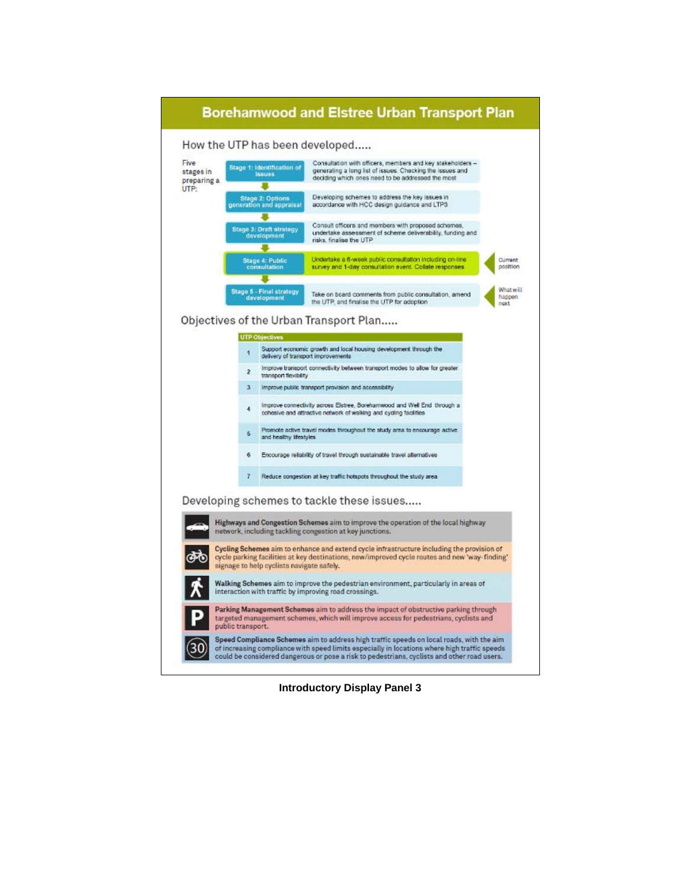# Borehamwood and Elstree Urban Transport Plan

## How the UTP has been developed.....

Five stages in preparing a UTP:

| Stage | Description | |
|---|---|---|
| Stage 1: Identification of issues | Consultation with officers, members and key stakeholders – generating a long list of issues. Checking the issues and deciding which ones need to be addressed the most | |
| Stage 2: Options generation and appraisal | Developing schemes to address the key issues in accordance with HCC design guidance and LTP3 | |
| Stage 3: Draft strategy development | Consult officers and members with proposed schemes, undertake assessment of scheme deliverability, funding and risks, finalise the UTP | |
| Stage 4: Public consultation | Undertake a 6-week public consultation including on-line survey and 1-day consultation event. Collate responses | Current position |
| Stage 5 - Final strategy development | Take on board comments from public consultation, amend the UTP, and finalise the UTP for adoption | What will happen next |

## Objectives of the Urban Transport Plan.....

| | UTP Objectives |
|---|---|
| 1 | Support economic growth and local housing development through the delivery of transport improvements |
| 2 | Improve transport connectivity between transport modes to allow for greater transport flexibility |
| 3 | Improve public transport provision and accessibility |
| 4 | Improve connectivity across Elstree, Borehamwood and Well End through a cohesive and attractive network of walking and cycling facilities |
| 5 | Promote active travel modes throughout the study area to encourage active and healthy lifestyles |
| 6 | Encourage reliability of travel through sustainable travel alternatives |
| 7 | Reduce congestion at key traffic hotspots throughout the study area |

## Developing schemes to tackle these issues.....

**Highways and Congestion Schemes** aim to improve the operation of the local highway network, including tackling congestion at key junctions.

**Cycling Schemes** aim to enhance and extend cycle infrastructure including the provision of cycle parking facilities at key destinations, new/improved cycle routes and new 'way-finding' signage to help cyclists navigate safely.

**Walking Schemes** aim to improve the pedestrian environment, particularly in areas of interaction with traffic by improving road crossings.

**Parking Management Schemes** aim to address the impact of obstructive parking through targeted management schemes, which will improve access for pedestrians, cyclists and public transport.

**Speed Compliance Schemes** aim to address high traffic speeds on local roads, with the aim of increasing compliance with speed limits especially in locations where high traffic speeds could be considered dangerous or pose a risk to pedestrians, cyclists and other road users.

**Introductory Display Panel 3**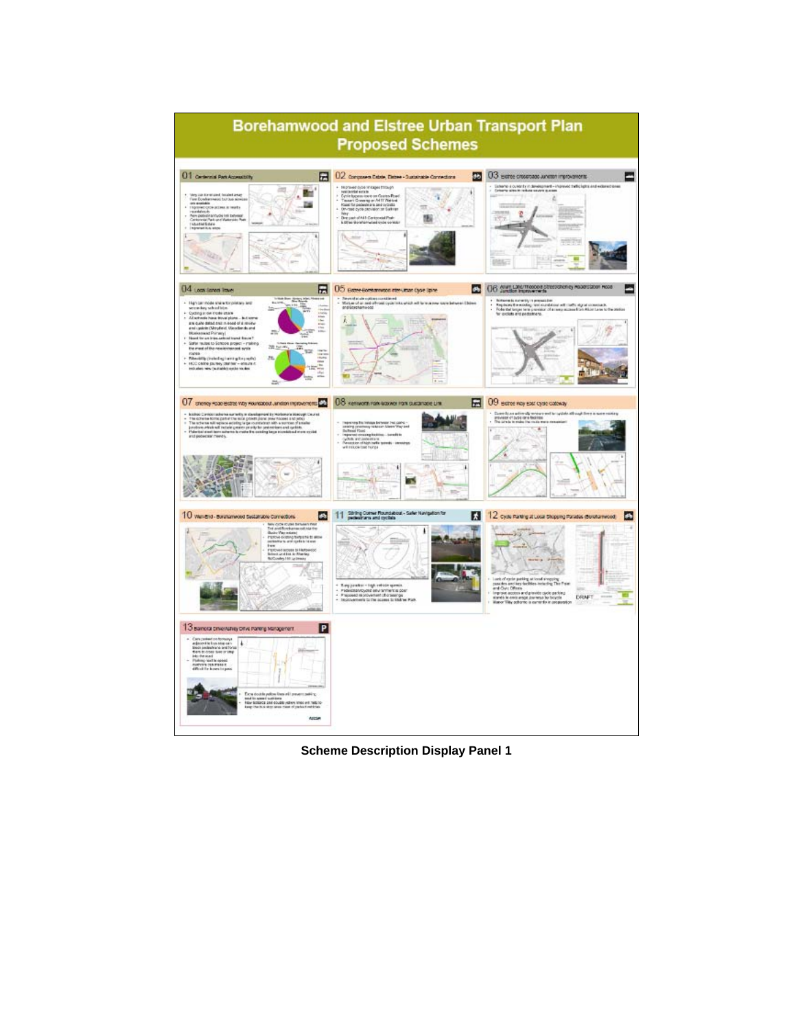# Borehamwood and Elstree Urban Transport Plan
## Proposed Schemes

**Scheme Description Display Panel 1**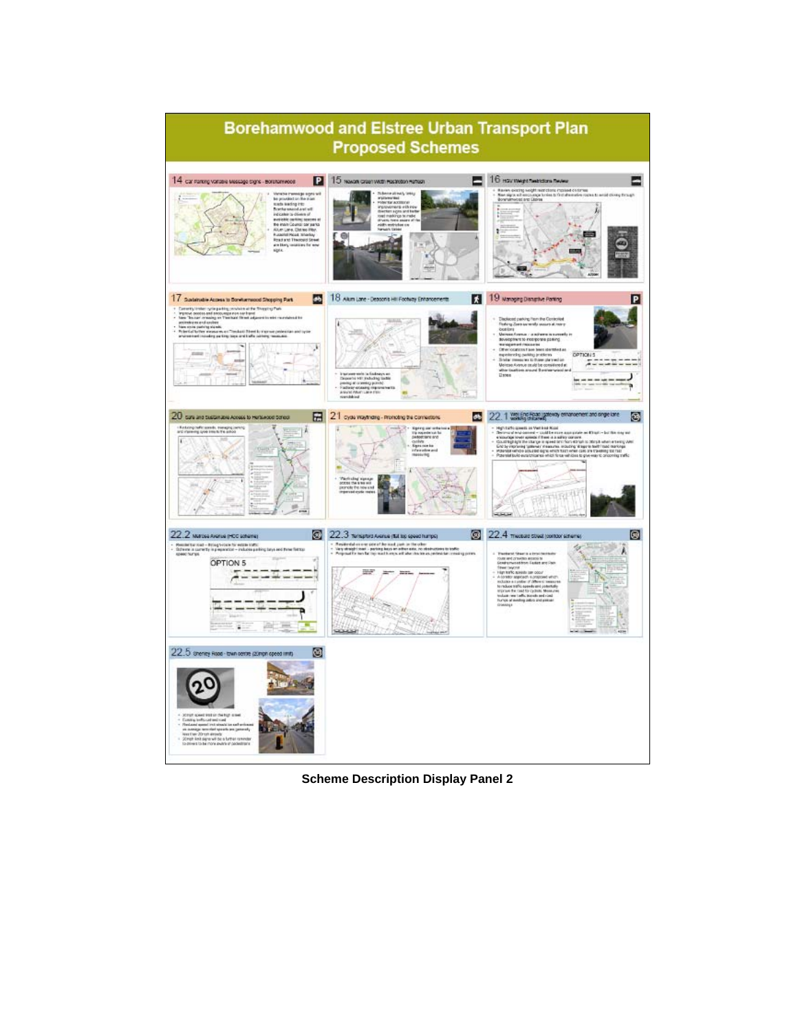# Borehamwood and Elstree Urban Transport Plan
## Proposed Schemes

### 14 Car Parking Variable Message Signs - Borehamwood

- Variable message signs will be provided on the main roads leading into Borehamwood and will indicate to drivers of available parking spaces at the main Council car parks. Allum Lane, Elstree Way, Furzehill Road, Shenley Road and Theobald Street are likely locations for new signs.

### 15 Nexom Green Width Restriction Review

- Scheme already being implemented
- Potential additional improvements with new direction signs and better road markings to make drivers more aware of the width restriction on Nexom Green

### 16 HGV Weight Restrictions Review

- Review existing weight restrictions imposed on lorries
- New signs will encourage lorries to find alternative routes to avoid driving through Borehamwood and Elstree

### 17 Sustainable Access to Borehamwood Shopping Park

- Currently limited cycle parking provision at the Shopping Park
- Improve access and encouragement on foot
- New Toucan crossing on Theobald Street adjacent to mini roundabout for pedestrians and cyclists
- New cycle parking stands
- Potential further measures on Theobald Street to improve pedestrian and cycle environment including parking bays and traffic calming measures

### 18 Allum Lane - Deacons Hill Footway Enhancements

- Improvements to footways on Deacons Hill including tactile paving at crossing points
- Footway crossing improvements around Allum Lane mini-roundabout

### 19 Managing Disruptive Parking

- Displaced parking from the Controlled Parking Zone currently occurs at many locations
- Melrose Avenue – a scheme is currently in development to incorporate parking management measures
- Other locations have been identified as experiencing parking problems
- Similar measures to those planned on Melrose Avenue could be considered at other locations around Borehamwood and Elstree

### 20 Safe and Sustainable Access to Hertswood School

- Reducing traffic speeds, managing parking and improving safe routes to the school

### 21 Cycle Wayfinding - Promoting the Connections

- Signing can enhance trip experience for pedestrians and cyclists
- Signs can be informative and reassuring
- 'Wayfinding' signage across the area will promote the new and improved cycle routes

### 22.1 Well End Road (gateway enhancement and single lane working chicanes)

- High traffic speeds on Well End Road
- Sections of environment – could be more appropriate as 40mph – but this may not encourage lower speeds if there is a safety concern
- Could highlight the change in speed limit from 40mph to 30mph when entering Well End by improving 'gateway' measures, including 'dragon teeth' road markings
- Potential vehicle activated signs which flash when cars are travelling too fast
- Potential build-outs/chicanes which force vehicles to give-way to oncoming traffic

### 22.2 Melrose Avenue (HCC scheme)

- Residential road – through-route for vehicle traffic
- Scheme is currently in preparation – includes parking bays and three flat top speed humps

### 22.3 Tempsford Avenue (flat top speed humps)

- Residential on one side of the road, park on the other
- Very straight road – parking bays on either side, no obstructions to traffic
- Proposal for ten flat top road humps will also double as pedestrian crossing points

### 22.4 Theobald Street (corridor scheme)

- Theobald Street is a main route into and provides access to Borehamwood from Radlett and Park Street beyond
- High traffic speeds can occur
- A corridor approach is proposed which includes a number of different measures to reduce traffic speeds and potentially improve the road for cyclists. Measures include new traffic islands and road humps at existing zebra and pelican crossings

### 22.5 Shenley Road - town centre (20mph speed limit)

- 20mph speed limit on the high street
- Existing traffic calmed road
- Reduced speed limit should be self enforced as average recorded speeds are generally less than 20mph already
- 20mph limit signs will be a further reminder to drivers to be more aware of pedestrians

**Scheme Description Display Panel 2**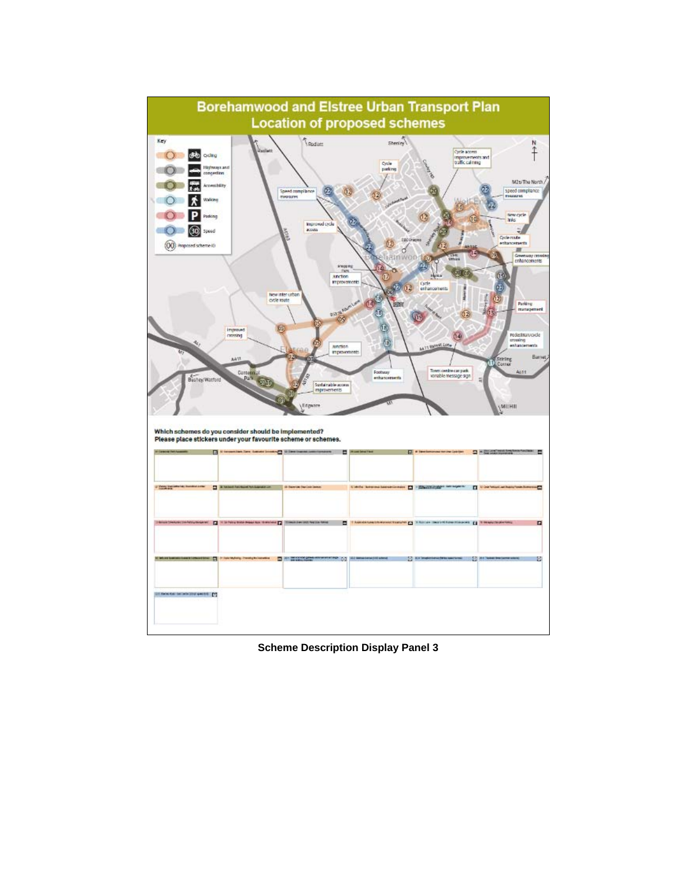# Borehamwood and Elstree Urban Transport Plan
## Location of proposed schemes

Key

- Cycling
- Highways and congestion
- Accessibility
- Walking
- Parking
- Speed
- (00) Proposed scheme ID

Which schemes do you consider should be implemented?
Please place stickers under your favourite scheme or schemes.

**Scheme Description Display Panel 3**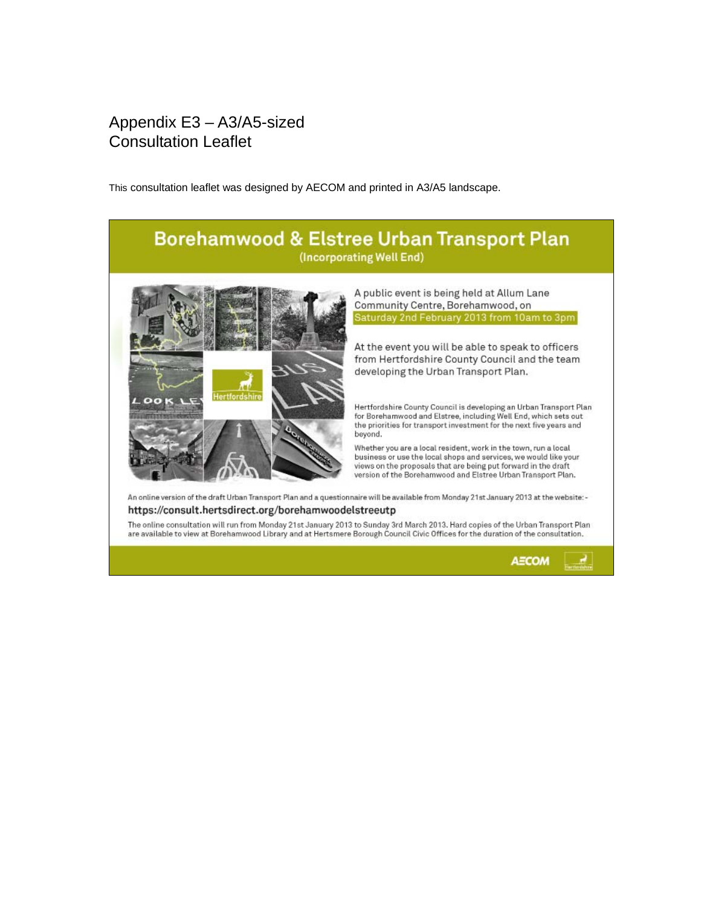# Appendix E3 – A3/A5-sized Consultation Leaflet

This consultation leaflet was designed by AECOM and printed in A3/A5 landscape.

## Borehamwood & Elstree Urban Transport Plan

(Incorporating Well End)

A public event is being held at Allum Lane Community Centre, Borehamwood, on **Saturday 2nd February 2013 from 10am to 3pm**

At the event you will be able to speak to officers from Hertfordshire County Council and the team developing the Urban Transport Plan.

Hertfordshire County Council is developing an Urban Transport Plan for Borehamwood and Elstree, including Well End, which sets out the priorities for transport investment for the next five years and beyond.

Whether you are a local resident, work in the town, run a local business or use the local shops and services, we would like your views on the proposals that are being put forward in the draft version of the Borehamwood and Elstree Urban Transport Plan.

An online version of the draft Urban Transport Plan and a questionnaire will be available from Monday 21st January 2013 at the website:-

**https://consult.hertsdirect.org/borehamwoodelstreeutp**

The online consultation will run from Monday 21st January 2013 to Sunday 3rd March 2013. Hard copies of the Urban Transport Plan are available to view at Borehamwood Library and at Hertsmere Borough Council Civic Offices for the duration of the consultation.

AECOM Hertfordshire